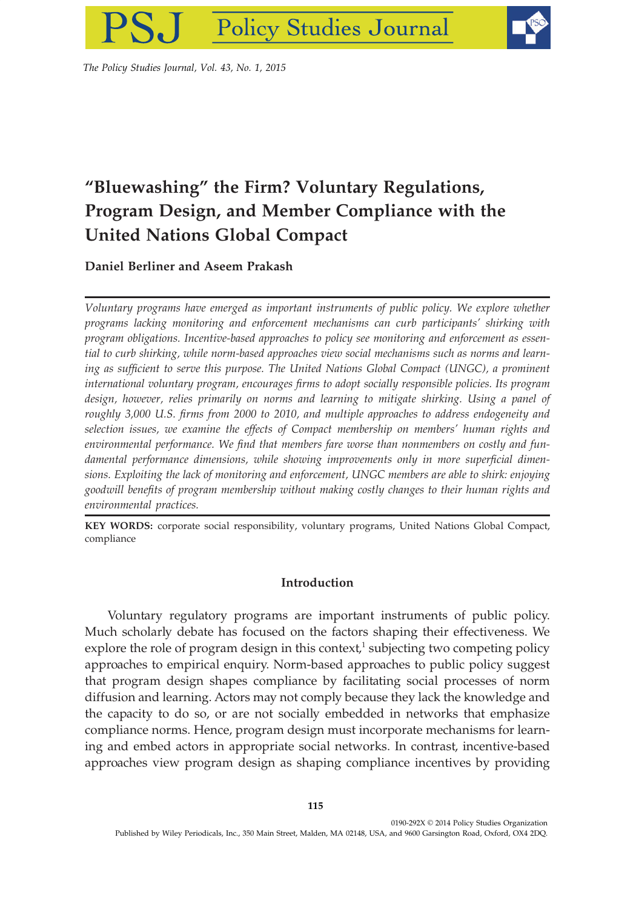# "Bluewashing" the Firm? Voluntary Regulations, Program Design, and Member Compliance with the United Nations Global Compact

**Daniel Berliner and Aseem Prakash**

*Voluntary programs have emerged as important instruments of public policy. We explore whether programs lacking monitoring and enforcement mechanisms can curb participants' shirking with program obligations. Incentive-based approaches to policy see monitoring and enforcement as essential to curb shirking, while norm-based approaches view social mechanisms such as norms and learning as sufficient to serve this purpose. The United Nations Global Compact (UNGC), a prominent international voluntary program, encourages firms to adopt socially responsible policies. Its program design, however, relies primarily on norms and learning to mitigate shirking. Using a panel of roughly 3,000 U.S. firms from 2000 to 2010, and multiple approaches to address endogeneity and selection issues, we examine the effects of Compact membership on members' human rights and environmental performance. We find that members fare worse than nonmembers on costly and fundamental performance dimensions, while showing improvements only in more superficial dimensions. Exploiting the lack of monitoring and enforcement, UNGC members are able to shirk: enjoying goodwill benefits of program membership without making costly changes to their human rights and environmental practices.*

**KEY WORDS:** corporate social responsibility, voluntary programs, United Nations Global Compact, compliance

## Introduction

Voluntary regulatory programs are important instruments of public policy. Much scholarly debate has focused on the factors shaping their effectiveness. We explore the role of program design in this context,[1] subjecting two competing policy approaches to empirical enquiry. Norm-based approaches to public policy suggest that program design shapes compliance by facilitating social processes of norm diffusion and learning. Actors may not comply because they lack the knowledge and the capacity to do so, or are not socially embedded in networks that emphasize compliance norms. Hence, program design must incorporate mechanisms for learning and embed actors in appropriate social networks. In contrast, incentive-based approaches view program design as shaping compliance incentives by providing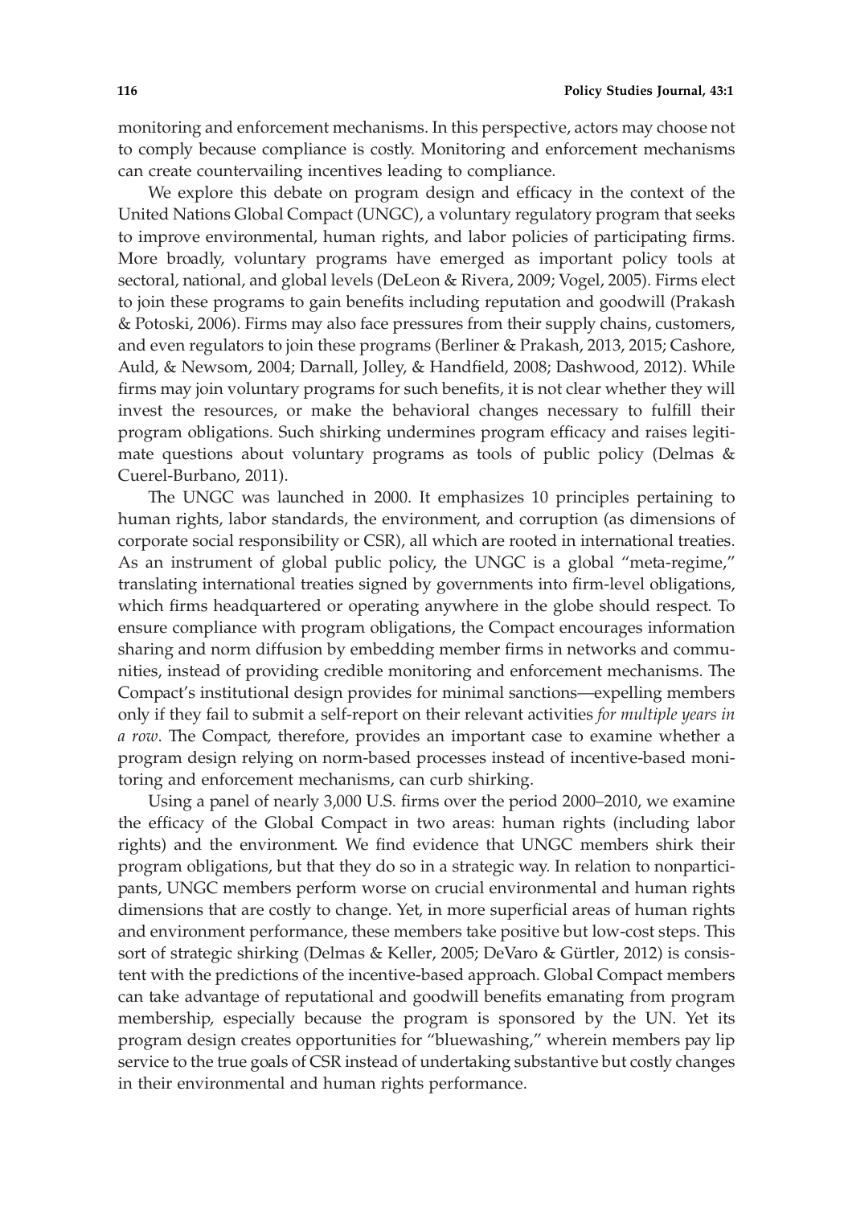monitoring and enforcement mechanisms. In this perspective, actors may choose not to comply because compliance is costly. Monitoring and enforcement mechanisms can create countervailing incentives leading to compliance.

We explore this debate on program design and efficacy in the context of the United Nations Global Compact (UNGC), a voluntary regulatory program that seeks to improve environmental, human rights, and labor policies of participating firms. More broadly, voluntary programs have emerged as important policy tools at sectoral, national, and global levels (DeLeon & Rivera, 2009; Vogel, 2005). Firms elect to join these programs to gain benefits including reputation and goodwill (Prakash & Potoski, 2006). Firms may also face pressures from their supply chains, customers, and even regulators to join these programs (Berliner & Prakash, 2013, 2015; Cashore, Auld, & Newsom, 2004; Darnall, Jolley, & Handfield, 2008; Dashwood, 2012). While firms may join voluntary programs for such benefits, it is not clear whether they will invest the resources, or make the behavioral changes necessary to fulfill their program obligations. Such shirking undermines program efficacy and raises legitimate questions about voluntary programs as tools of public policy (Delmas & Cuerel-Burbano, 2011).

The UNGC was launched in 2000. It emphasizes 10 principles pertaining to human rights, labor standards, the environment, and corruption (as dimensions of corporate social responsibility or CSR), all which are rooted in international treaties. As an instrument of global public policy, the UNGC is a global "meta-regime," translating international treaties signed by governments into firm-level obligations, which firms headquartered or operating anywhere in the globe should respect. To ensure compliance with program obligations, the Compact encourages information sharing and norm diffusion by embedding member firms in networks and communities, instead of providing credible monitoring and enforcement mechanisms. The Compact's institutional design provides for minimal sanctions—expelling members only if they fail to submit a self-report on their relevant activities *for multiple years in a row*. The Compact, therefore, provides an important case to examine whether a program design relying on norm-based processes instead of incentive-based monitoring and enforcement mechanisms, can curb shirking.

Using a panel of nearly 3,000 U.S. firms over the period 2000–2010, we examine the efficacy of the Global Compact in two areas: human rights (including labor rights) and the environment. We find evidence that UNGC members shirk their program obligations, but that they do so in a strategic way. In relation to nonparticipants, UNGC members perform worse on crucial environmental and human rights dimensions that are costly to change. Yet, in more superficial areas of human rights and environment performance, these members take positive but low-cost steps. This sort of strategic shirking (Delmas & Keller, 2005; DeVaro & Gürtler, 2012) is consistent with the predictions of the incentive-based approach. Global Compact members can take advantage of reputational and goodwill benefits emanating from program membership, especially because the program is sponsored by the UN. Yet its program design creates opportunities for "bluewashing," wherein members pay lip service to the true goals of CSR instead of undertaking substantive but costly changes in their environmental and human rights performance.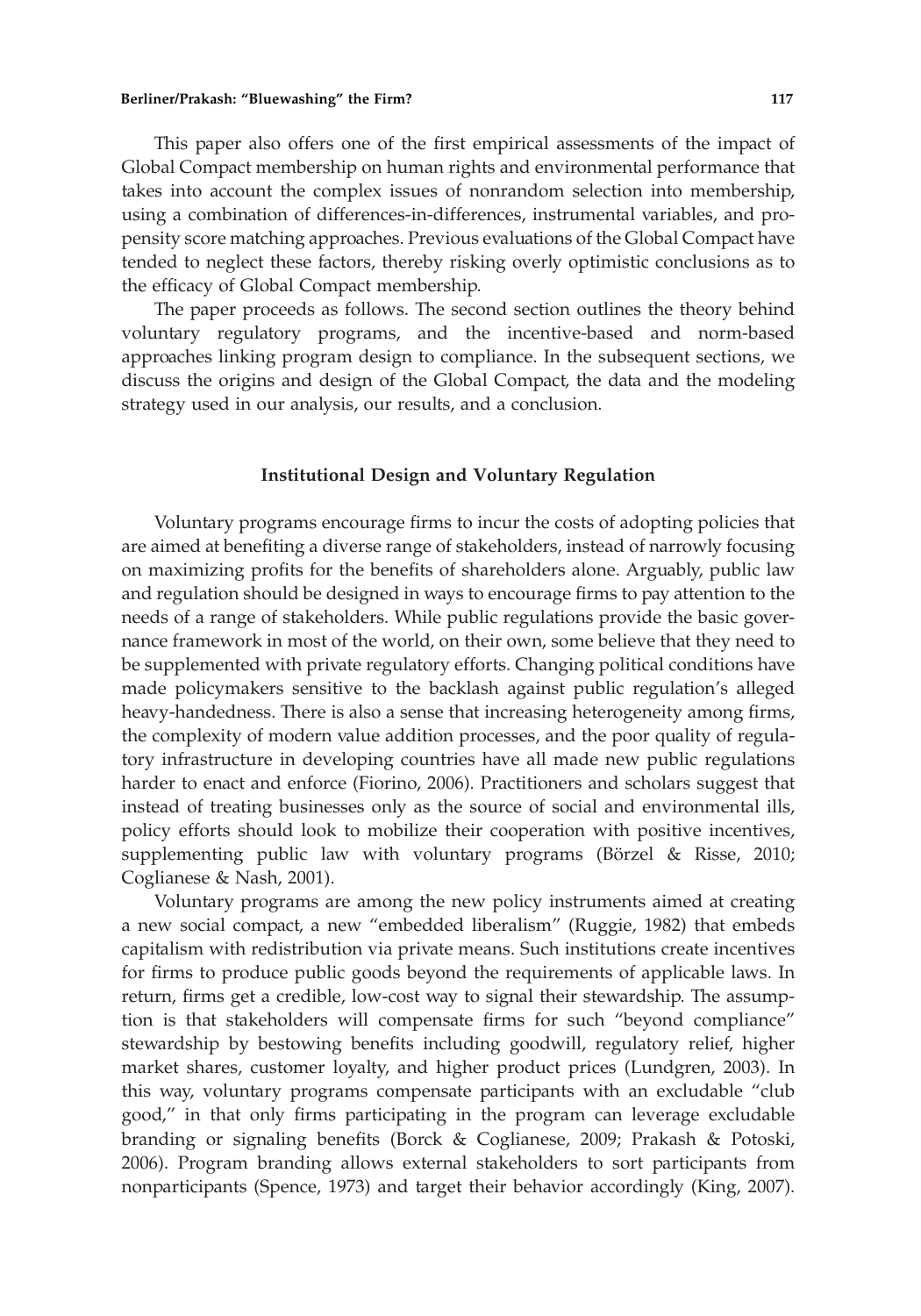This paper also offers one of the first empirical assessments of the impact of Global Compact membership on human rights and environmental performance that takes into account the complex issues of nonrandom selection into membership, using a combination of differences-in-differences, instrumental variables, and propensity score matching approaches. Previous evaluations of the Global Compact have tended to neglect these factors, thereby risking overly optimistic conclusions as to the efficacy of Global Compact membership.

The paper proceeds as follows. The second section outlines the theory behind voluntary regulatory programs, and the incentive-based and norm-based approaches linking program design to compliance. In the subsequent sections, we discuss the origins and design of the Global Compact, the data and the modeling strategy used in our analysis, our results, and a conclusion.

## Institutional Design and Voluntary Regulation

Voluntary programs encourage firms to incur the costs of adopting policies that are aimed at benefiting a diverse range of stakeholders, instead of narrowly focusing on maximizing profits for the benefits of shareholders alone. Arguably, public law and regulation should be designed in ways to encourage firms to pay attention to the needs of a range of stakeholders. While public regulations provide the basic governance framework in most of the world, on their own, some believe that they need to be supplemented with private regulatory efforts. Changing political conditions have made policymakers sensitive to the backlash against public regulation's alleged heavy-handedness. There is also a sense that increasing heterogeneity among firms, the complexity of modern value addition processes, and the poor quality of regulatory infrastructure in developing countries have all made new public regulations harder to enact and enforce (Fiorino, 2006). Practitioners and scholars suggest that instead of treating businesses only as the source of social and environmental ills, policy efforts should look to mobilize their cooperation with positive incentives, supplementing public law with voluntary programs (Börzel & Risse, 2010; Coglianese & Nash, 2001).

Voluntary programs are among the new policy instruments aimed at creating a new social compact, a new "embedded liberalism" (Ruggie, 1982) that embeds capitalism with redistribution via private means. Such institutions create incentives for firms to produce public goods beyond the requirements of applicable laws. In return, firms get a credible, low-cost way to signal their stewardship. The assumption is that stakeholders will compensate firms for such "beyond compliance" stewardship by bestowing benefits including goodwill, regulatory relief, higher market shares, customer loyalty, and higher product prices (Lundgren, 2003). In this way, voluntary programs compensate participants with an excludable "club good," in that only firms participating in the program can leverage excludable branding or signaling benefits (Borck & Coglianese, 2009; Prakash & Potoski, 2006). Program branding allows external stakeholders to sort participants from nonparticipants (Spence, 1973) and target their behavior accordingly (King, 2007).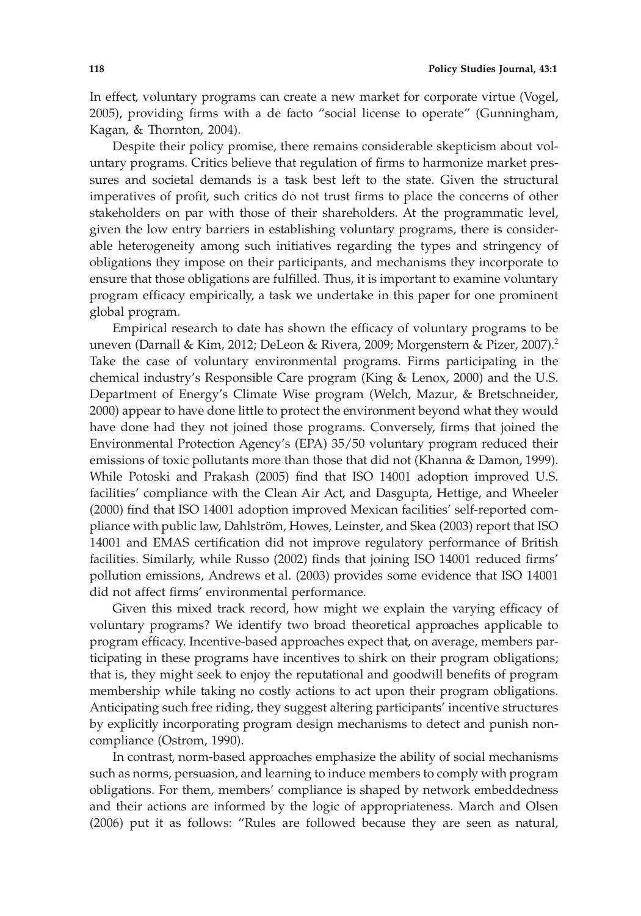In effect, voluntary programs can create a new market for corporate virtue (Vogel, 2005), providing firms with a de facto "social license to operate" (Gunningham, Kagan, & Thornton, 2004).

Despite their policy promise, there remains considerable skepticism about voluntary programs. Critics believe that regulation of firms to harmonize market pressures and societal demands is a task best left to the state. Given the structural imperatives of profit, such critics do not trust firms to place the concerns of other stakeholders on par with those of their shareholders. At the programmatic level, given the low entry barriers in establishing voluntary programs, there is considerable heterogeneity among such initiatives regarding the types and stringency of obligations they impose on their participants, and mechanisms they incorporate to ensure that those obligations are fulfilled. Thus, it is important to examine voluntary program efficacy empirically, a task we undertake in this paper for one prominent global program.

Empirical research to date has shown the efficacy of voluntary programs to be uneven (Darnall & Kim, 2012; DeLeon & Rivera, 2009; Morgenstern & Pizer, 2007).[2] Take the case of voluntary environmental programs. Firms participating in the chemical industry's Responsible Care program (King & Lenox, 2000) and the U.S. Department of Energy's Climate Wise program (Welch, Mazur, & Bretschneider, 2000) appear to have done little to protect the environment beyond what they would have done had they not joined those programs. Conversely, firms that joined the Environmental Protection Agency's (EPA) 35/50 voluntary program reduced their emissions of toxic pollutants more than those that did not (Khanna & Damon, 1999). While Potoski and Prakash (2005) find that ISO 14001 adoption improved U.S. facilities' compliance with the Clean Air Act, and Dasgupta, Hettige, and Wheeler (2000) find that ISO 14001 adoption improved Mexican facilities' self-reported compliance with public law, Dahlström, Howes, Leinster, and Skea (2003) report that ISO 14001 and EMAS certification did not improve regulatory performance of British facilities. Similarly, while Russo (2002) finds that joining ISO 14001 reduced firms' pollution emissions, Andrews et al. (2003) provides some evidence that ISO 14001 did not affect firms' environmental performance.

Given this mixed track record, how might we explain the varying efficacy of voluntary programs? We identify two broad theoretical approaches applicable to program efficacy. Incentive-based approaches expect that, on average, members participating in these programs have incentives to shirk on their program obligations; that is, they might seek to enjoy the reputational and goodwill benefits of program membership while taking no costly actions to act upon their program obligations. Anticipating such free riding, they suggest altering participants' incentive structures by explicitly incorporating program design mechanisms to detect and punish noncompliance (Ostrom, 1990).

In contrast, norm-based approaches emphasize the ability of social mechanisms such as norms, persuasion, and learning to induce members to comply with program obligations. For them, members' compliance is shaped by network embeddedness and their actions are informed by the logic of appropriateness. March and Olsen (2006) put it as follows: "Rules are followed because they are seen as natural,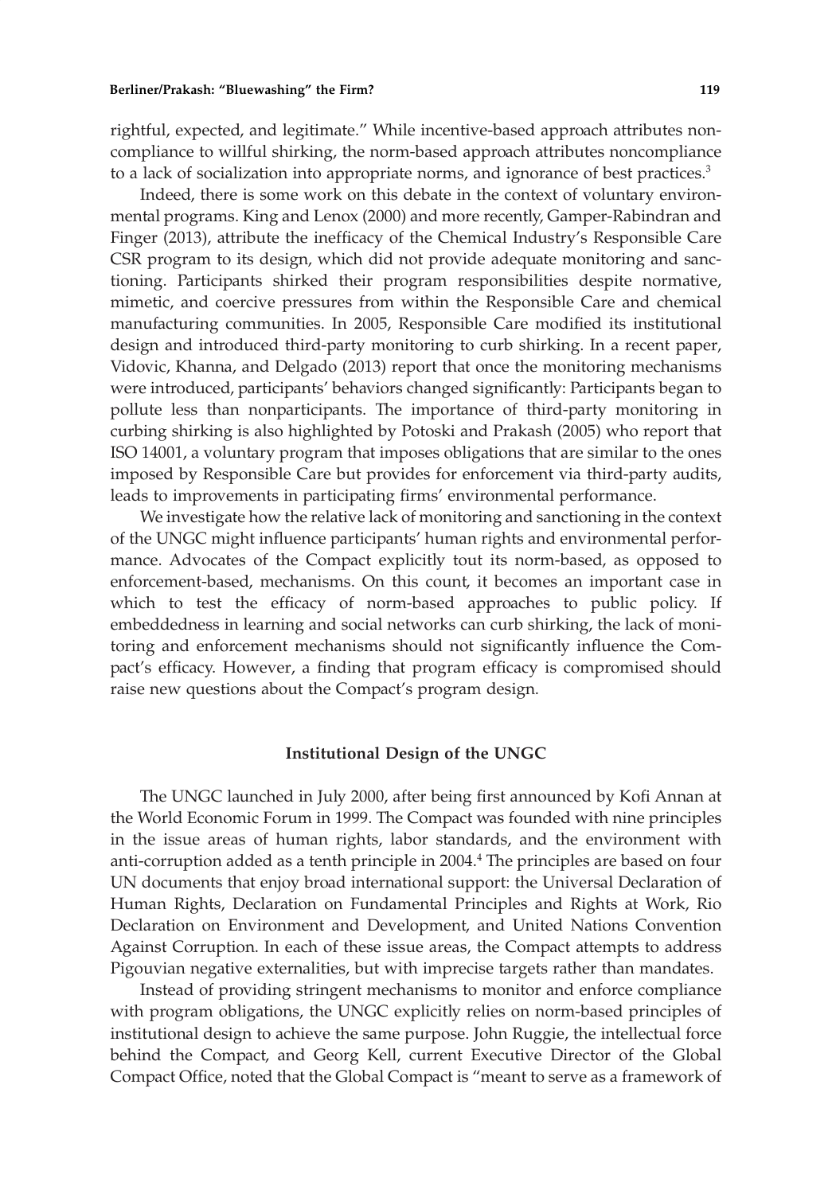rightful, expected, and legitimate." While incentive-based approach attributes noncompliance to willful shirking, the norm-based approach attributes noncompliance to a lack of socialization into appropriate norms, and ignorance of best practices.[3]

Indeed, there is some work on this debate in the context of voluntary environmental programs. King and Lenox (2000) and more recently, Gamper-Rabindran and Finger (2013), attribute the inefficacy of the Chemical Industry's Responsible Care CSR program to its design, which did not provide adequate monitoring and sanctioning. Participants shirked their program responsibilities despite normative, mimetic, and coercive pressures from within the Responsible Care and chemical manufacturing communities. In 2005, Responsible Care modified its institutional design and introduced third-party monitoring to curb shirking. In a recent paper, Vidovic, Khanna, and Delgado (2013) report that once the monitoring mechanisms were introduced, participants' behaviors changed significantly: Participants began to pollute less than nonparticipants. The importance of third-party monitoring in curbing shirking is also highlighted by Potoski and Prakash (2005) who report that ISO 14001, a voluntary program that imposes obligations that are similar to the ones imposed by Responsible Care but provides for enforcement via third-party audits, leads to improvements in participating firms' environmental performance.

We investigate how the relative lack of monitoring and sanctioning in the context of the UNGC might influence participants' human rights and environmental performance. Advocates of the Compact explicitly tout its norm-based, as opposed to enforcement-based, mechanisms. On this count, it becomes an important case in which to test the efficacy of norm-based approaches to public policy. If embeddedness in learning and social networks can curb shirking, the lack of monitoring and enforcement mechanisms should not significantly influence the Compact's efficacy. However, a finding that program efficacy is compromised should raise new questions about the Compact's program design.

## Institutional Design of the UNGC

The UNGC launched in July 2000, after being first announced by Kofi Annan at the World Economic Forum in 1999. The Compact was founded with nine principles in the issue areas of human rights, labor standards, and the environment with anti-corruption added as a tenth principle in 2004.[4] The principles are based on four UN documents that enjoy broad international support: the Universal Declaration of Human Rights, Declaration on Fundamental Principles and Rights at Work, Rio Declaration on Environment and Development, and United Nations Convention Against Corruption. In each of these issue areas, the Compact attempts to address Pigouvian negative externalities, but with imprecise targets rather than mandates.

Instead of providing stringent mechanisms to monitor and enforce compliance with program obligations, the UNGC explicitly relies on norm-based principles of institutional design to achieve the same purpose. John Ruggie, the intellectual force behind the Compact, and Georg Kell, current Executive Director of the Global Compact Office, noted that the Global Compact is "meant to serve as a framework of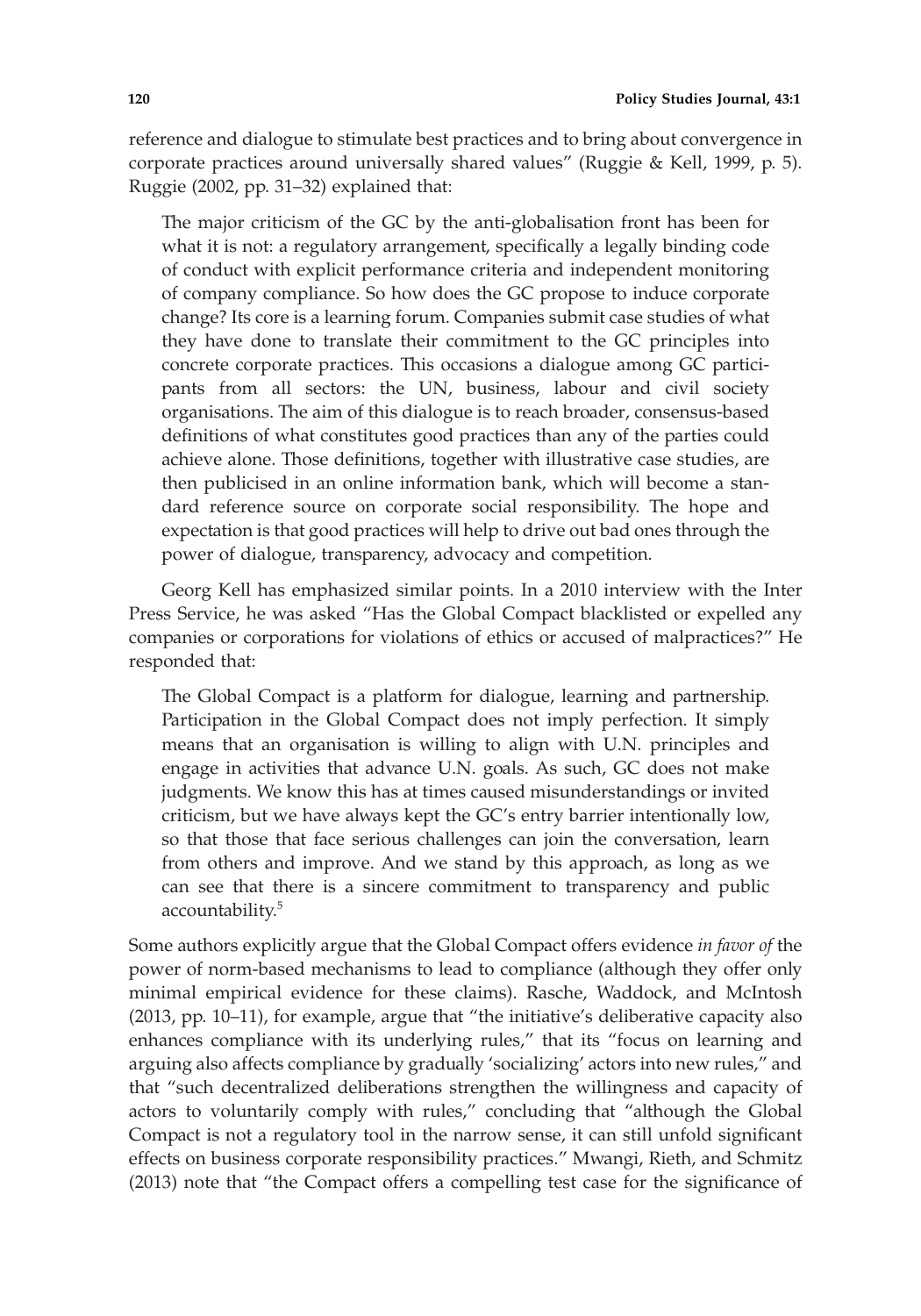reference and dialogue to stimulate best practices and to bring about convergence in corporate practices around universally shared values" (Ruggie & Kell, 1999, p. 5). Ruggie (2002, pp. 31–32) explained that:

> The major criticism of the GC by the anti-globalisation front has been for what it is not: a regulatory arrangement, specifically a legally binding code of conduct with explicit performance criteria and independent monitoring of company compliance. So how does the GC propose to induce corporate change? Its core is a learning forum. Companies submit case studies of what they have done to translate their commitment to the GC principles into concrete corporate practices. This occasions a dialogue among GC participants from all sectors: the UN, business, labour and civil society organisations. The aim of this dialogue is to reach broader, consensus-based definitions of what constitutes good practices than any of the parties could achieve alone. Those definitions, together with illustrative case studies, are then publicised in an online information bank, which will become a standard reference source on corporate social responsibility. The hope and expectation is that good practices will help to drive out bad ones through the power of dialogue, transparency, advocacy and competition.

Georg Kell has emphasized similar points. In a 2010 interview with the Inter Press Service, he was asked "Has the Global Compact blacklisted or expelled any companies or corporations for violations of ethics or accused of malpractices?" He responded that:

> The Global Compact is a platform for dialogue, learning and partnership. Participation in the Global Compact does not imply perfection. It simply means that an organisation is willing to align with U.N. principles and engage in activities that advance U.N. goals. As such, GC does not make judgments. We know this has at times caused misunderstandings or invited criticism, but we have always kept the GC's entry barrier intentionally low, so that those that face serious challenges can join the conversation, learn from others and improve. And we stand by this approach, as long as we can see that there is a sincere commitment to transparency and public accountability.[5]

Some authors explicitly argue that the Global Compact offers evidence *in favor of* the power of norm-based mechanisms to lead to compliance (although they offer only minimal empirical evidence for these claims). Rasche, Waddock, and McIntosh (2013, pp. 10–11), for example, argue that "the initiative's deliberative capacity also enhances compliance with its underlying rules," that its "focus on learning and arguing also affects compliance by gradually 'socializing' actors into new rules," and that "such decentralized deliberations strengthen the willingness and capacity of actors to voluntarily comply with rules," concluding that "although the Global Compact is not a regulatory tool in the narrow sense, it can still unfold significant effects on business corporate responsibility practices." Mwangi, Rieth, and Schmitz (2013) note that "the Compact offers a compelling test case for the significance of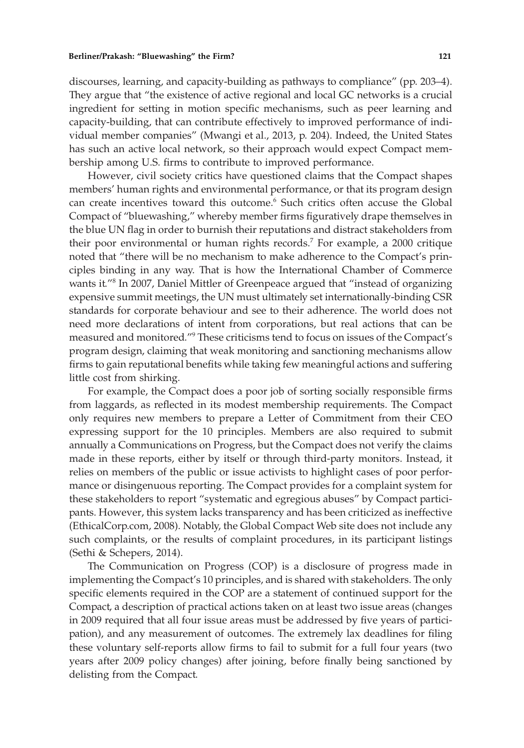discourses, learning, and capacity-building as pathways to compliance" (pp. 203–4). They argue that "the existence of active regional and local GC networks is a crucial ingredient for setting in motion specific mechanisms, such as peer learning and capacity-building, that can contribute effectively to improved performance of individual member companies" (Mwangi et al., 2013, p. 204). Indeed, the United States has such an active local network, so their approach would expect Compact membership among U.S. firms to contribute to improved performance.

However, civil society critics have questioned claims that the Compact shapes members' human rights and environmental performance, or that its program design can create incentives toward this outcome.[6] Such critics often accuse the Global Compact of "bluewashing," whereby member firms figuratively drape themselves in the blue UN flag in order to burnish their reputations and distract stakeholders from their poor environmental or human rights records.[7] For example, a 2000 critique noted that "there will be no mechanism to make adherence to the Compact's principles binding in any way. That is how the International Chamber of Commerce wants it."[8] In 2007, Daniel Mittler of Greenpeace argued that "instead of organizing expensive summit meetings, the UN must ultimately set internationally-binding CSR standards for corporate behaviour and see to their adherence. The world does not need more declarations of intent from corporations, but real actions that can be measured and monitored."[9] These criticisms tend to focus on issues of the Compact's program design, claiming that weak monitoring and sanctioning mechanisms allow firms to gain reputational benefits while taking few meaningful actions and suffering little cost from shirking.

For example, the Compact does a poor job of sorting socially responsible firms from laggards, as reflected in its modest membership requirements. The Compact only requires new members to prepare a Letter of Commitment from their CEO expressing support for the 10 principles. Members are also required to submit annually a Communications on Progress, but the Compact does not verify the claims made in these reports, either by itself or through third-party monitors. Instead, it relies on members of the public or issue activists to highlight cases of poor performance or disingenuous reporting. The Compact provides for a complaint system for these stakeholders to report "systematic and egregious abuses" by Compact participants. However, this system lacks transparency and has been criticized as ineffective (EthicalCorp.com, 2008). Notably, the Global Compact Web site does not include any such complaints, or the results of complaint procedures, in its participant listings (Sethi & Schepers, 2014).

The Communication on Progress (COP) is a disclosure of progress made in implementing the Compact's 10 principles, and is shared with stakeholders. The only specific elements required in the COP are a statement of continued support for the Compact, a description of practical actions taken on at least two issue areas (changes in 2009 required that all four issue areas must be addressed by five years of participation), and any measurement of outcomes. The extremely lax deadlines for filing these voluntary self-reports allow firms to fail to submit for a full four years (two years after 2009 policy changes) after joining, before finally being sanctioned by delisting from the Compact.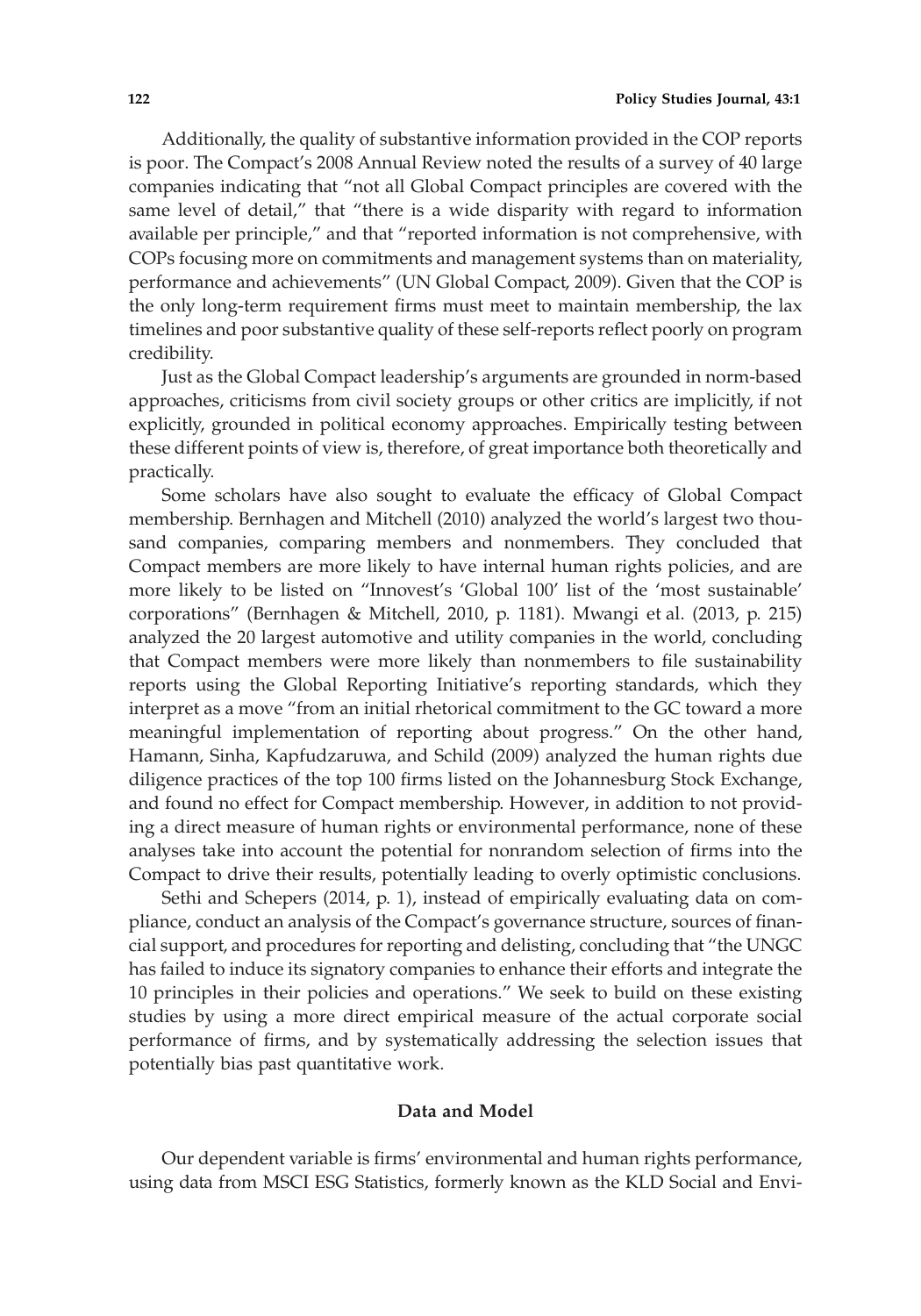Additionally, the quality of substantive information provided in the COP reports is poor. The Compact's 2008 Annual Review noted the results of a survey of 40 large companies indicating that "not all Global Compact principles are covered with the same level of detail," that "there is a wide disparity with regard to information available per principle," and that "reported information is not comprehensive, with COPs focusing more on commitments and management systems than on materiality, performance and achievements" (UN Global Compact, 2009). Given that the COP is the only long-term requirement firms must meet to maintain membership, the lax timelines and poor substantive quality of these self-reports reflect poorly on program credibility.

Just as the Global Compact leadership's arguments are grounded in norm-based approaches, criticisms from civil society groups or other critics are implicitly, if not explicitly, grounded in political economy approaches. Empirically testing between these different points of view is, therefore, of great importance both theoretically and practically.

Some scholars have also sought to evaluate the efficacy of Global Compact membership. Bernhagen and Mitchell (2010) analyzed the world's largest two thousand companies, comparing members and nonmembers. They concluded that Compact members are more likely to have internal human rights policies, and are more likely to be listed on "Innovest's 'Global 100' list of the 'most sustainable' corporations" (Bernhagen & Mitchell, 2010, p. 1181). Mwangi et al. (2013, p. 215) analyzed the 20 largest automotive and utility companies in the world, concluding that Compact members were more likely than nonmembers to file sustainability reports using the Global Reporting Initiative's reporting standards, which they interpret as a move "from an initial rhetorical commitment to the GC toward a more meaningful implementation of reporting about progress." On the other hand, Hamann, Sinha, Kapfudzaruwa, and Schild (2009) analyzed the human rights due diligence practices of the top 100 firms listed on the Johannesburg Stock Exchange, and found no effect for Compact membership. However, in addition to not providing a direct measure of human rights or environmental performance, none of these analyses take into account the potential for nonrandom selection of firms into the Compact to drive their results, potentially leading to overly optimistic conclusions.

Sethi and Schepers (2014, p. 1), instead of empirically evaluating data on compliance, conduct an analysis of the Compact's governance structure, sources of financial support, and procedures for reporting and delisting, concluding that "the UNGC has failed to induce its signatory companies to enhance their efforts and integrate the 10 principles in their policies and operations." We seek to build on these existing studies by using a more direct empirical measure of the actual corporate social performance of firms, and by systematically addressing the selection issues that potentially bias past quantitative work.

## Data and Model

Our dependent variable is firms' environmental and human rights performance, using data from MSCI ESG Statistics, formerly known as the KLD Social and Envi-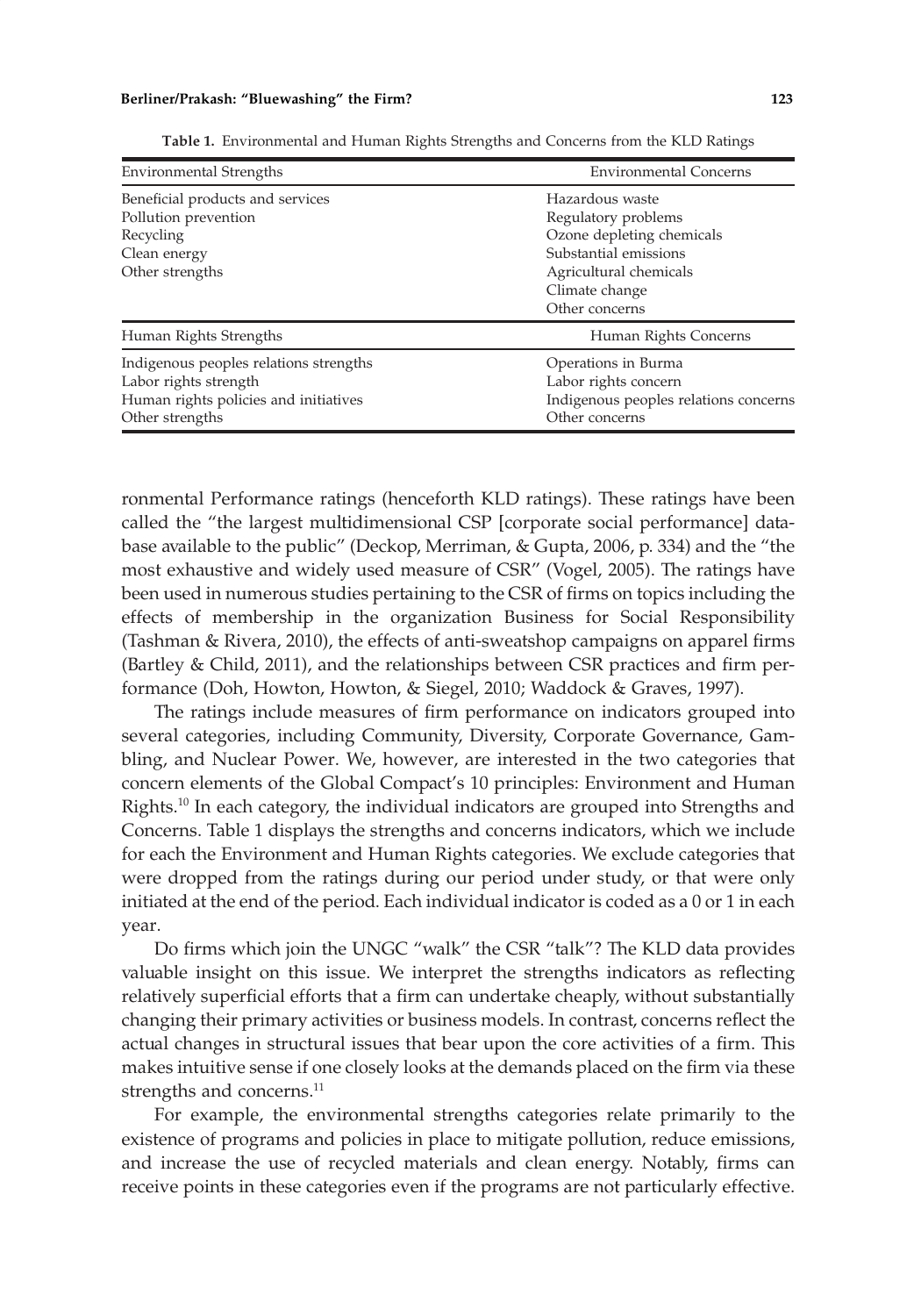**Table 1.** Environmental and Human Rights Strengths and Concerns from the KLD Ratings

| Environmental Strengths | Environmental Concerns |
|---|---|
| Beneficial products and services | Hazardous waste |
| Pollution prevention | Regulatory problems |
| Recycling | Ozone depleting chemicals |
| Clean energy | Substantial emissions |
| Other strengths | Agricultural chemicals |
| | Climate change |
| | Other concerns |
| **Human Rights Strengths** | **Human Rights Concerns** |
| Indigenous peoples relations strengths | Operations in Burma |
| Labor rights strength | Labor rights concern |
| Human rights policies and initiatives | Indigenous peoples relations concerns |
| Other strengths | Other concerns |

ronmental Performance ratings (henceforth KLD ratings). These ratings have been called the "the largest multidimensional CSP [corporate social performance] database available to the public" (Deckop, Merriman, & Gupta, 2006, p. 334) and the "the most exhaustive and widely used measure of CSR" (Vogel, 2005). The ratings have been used in numerous studies pertaining to the CSR of firms on topics including the effects of membership in the organization Business for Social Responsibility (Tashman & Rivera, 2010), the effects of anti-sweatshop campaigns on apparel firms (Bartley & Child, 2011), and the relationships between CSR practices and firm performance (Doh, Howton, Howton, & Siegel, 2010; Waddock & Graves, 1997).

The ratings include measures of firm performance on indicators grouped into several categories, including Community, Diversity, Corporate Governance, Gambling, and Nuclear Power. We, however, are interested in the two categories that concern elements of the Global Compact's 10 principles: Environment and Human Rights.[10] In each category, the individual indicators are grouped into Strengths and Concerns. Table 1 displays the strengths and concerns indicators, which we include for each the Environment and Human Rights categories. We exclude categories that were dropped from the ratings during our period under study, or that were only initiated at the end of the period. Each individual indicator is coded as a 0 or 1 in each year.

Do firms which join the UNGC "walk" the CSR "talk"? The KLD data provides valuable insight on this issue. We interpret the strengths indicators as reflecting relatively superficial efforts that a firm can undertake cheaply, without substantially changing their primary activities or business models. In contrast, concerns reflect the actual changes in structural issues that bear upon the core activities of a firm. This makes intuitive sense if one closely looks at the demands placed on the firm via these strengths and concerns.[11]

For example, the environmental strengths categories relate primarily to the existence of programs and policies in place to mitigate pollution, reduce emissions, and increase the use of recycled materials and clean energy. Notably, firms can receive points in these categories even if the programs are not particularly effective.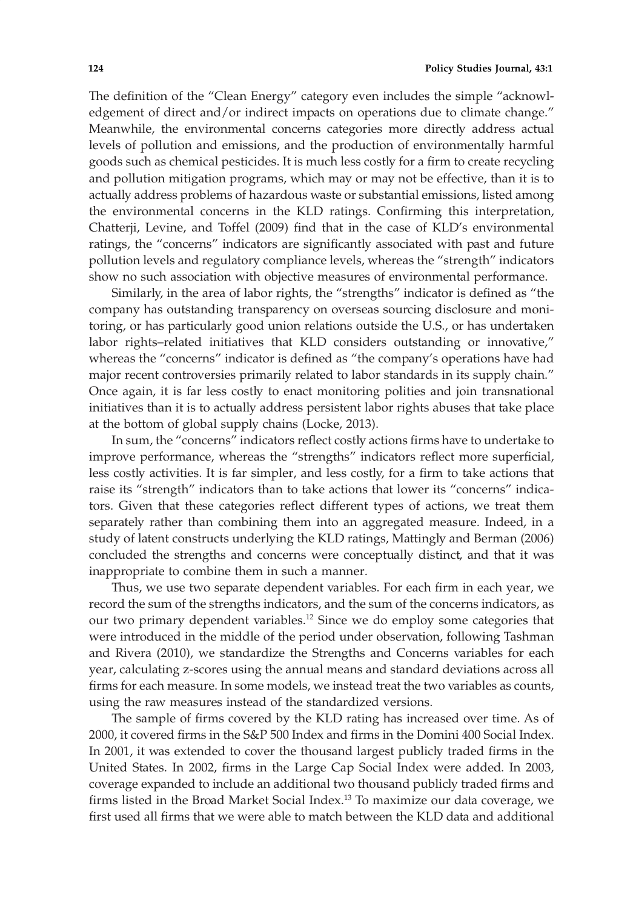The definition of the "Clean Energy" category even includes the simple "acknowledgement of direct and/or indirect impacts on operations due to climate change." Meanwhile, the environmental concerns categories more directly address actual levels of pollution and emissions, and the production of environmentally harmful goods such as chemical pesticides. It is much less costly for a firm to create recycling and pollution mitigation programs, which may or may not be effective, than it is to actually address problems of hazardous waste or substantial emissions, listed among the environmental concerns in the KLD ratings. Confirming this interpretation, Chatterji, Levine, and Toffel (2009) find that in the case of KLD's environmental ratings, the "concerns" indicators are significantly associated with past and future pollution levels and regulatory compliance levels, whereas the "strength" indicators show no such association with objective measures of environmental performance.

Similarly, in the area of labor rights, the "strengths" indicator is defined as "the company has outstanding transparency on overseas sourcing disclosure and monitoring, or has particularly good union relations outside the U.S., or has undertaken labor rights–related initiatives that KLD considers outstanding or innovative," whereas the "concerns" indicator is defined as "the company's operations have had major recent controversies primarily related to labor standards in its supply chain." Once again, it is far less costly to enact monitoring polities and join transnational initiatives than it is to actually address persistent labor rights abuses that take place at the bottom of global supply chains (Locke, 2013).

In sum, the "concerns" indicators reflect costly actions firms have to undertake to improve performance, whereas the "strengths" indicators reflect more superficial, less costly activities. It is far simpler, and less costly, for a firm to take actions that raise its "strength" indicators than to take actions that lower its "concerns" indicators. Given that these categories reflect different types of actions, we treat them separately rather than combining them into an aggregated measure. Indeed, in a study of latent constructs underlying the KLD ratings, Mattingly and Berman (2006) concluded the strengths and concerns were conceptually distinct, and that it was inappropriate to combine them in such a manner.

Thus, we use two separate dependent variables. For each firm in each year, we record the sum of the strengths indicators, and the sum of the concerns indicators, as our two primary dependent variables.[12] Since we do employ some categories that were introduced in the middle of the period under observation, following Tashman and Rivera (2010), we standardize the Strengths and Concerns variables for each year, calculating z-scores using the annual means and standard deviations across all firms for each measure. In some models, we instead treat the two variables as counts, using the raw measures instead of the standardized versions.

The sample of firms covered by the KLD rating has increased over time. As of 2000, it covered firms in the S&P 500 Index and firms in the Domini 400 Social Index. In 2001, it was extended to cover the thousand largest publicly traded firms in the United States. In 2002, firms in the Large Cap Social Index were added. In 2003, coverage expanded to include an additional two thousand publicly traded firms and firms listed in the Broad Market Social Index.[13] To maximize our data coverage, we first used all firms that we were able to match between the KLD data and additional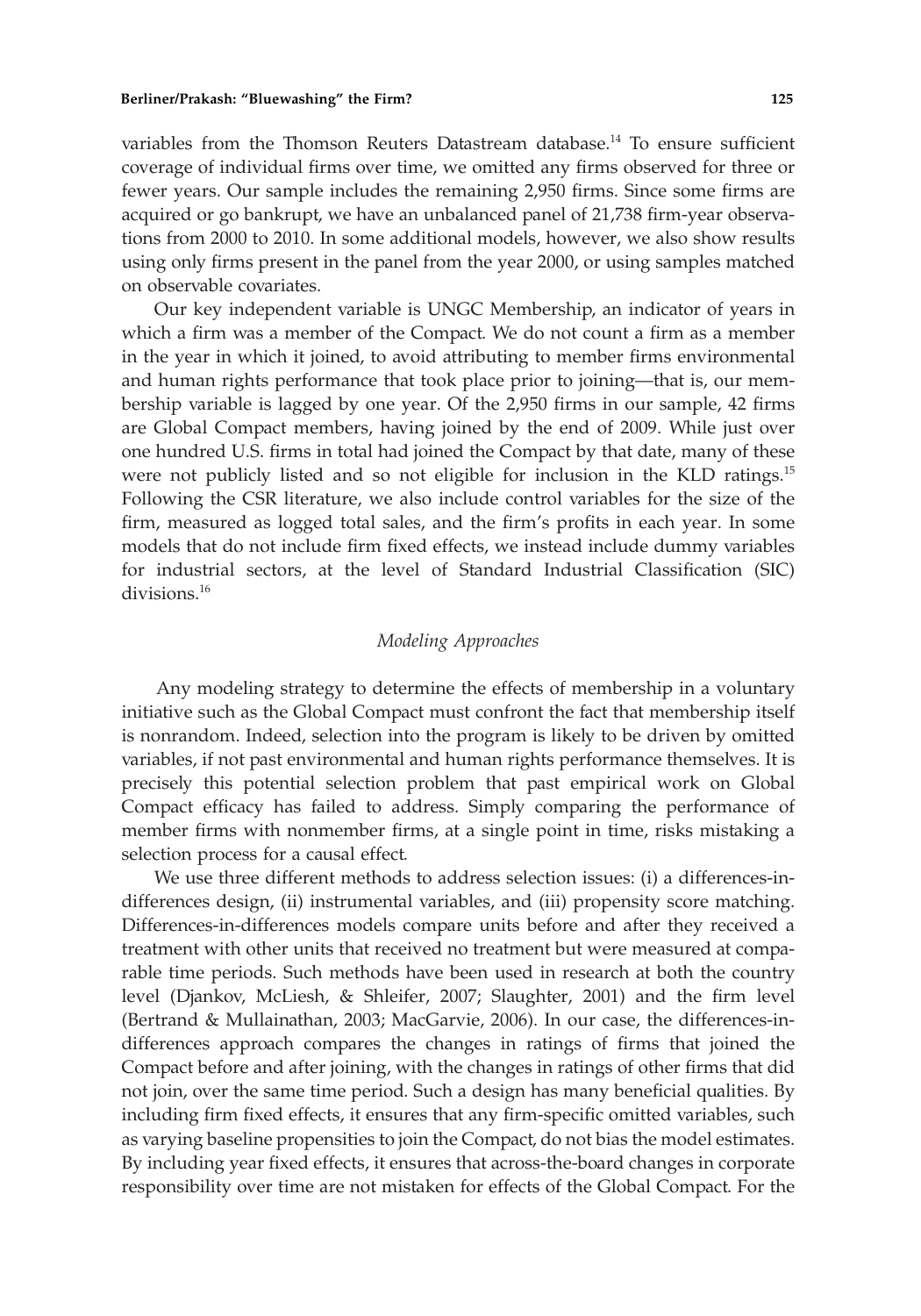variables from the Thomson Reuters Datastream database.[14] To ensure sufficient coverage of individual firms over time, we omitted any firms observed for three or fewer years. Our sample includes the remaining 2,950 firms. Since some firms are acquired or go bankrupt, we have an unbalanced panel of 21,738 firm-year observations from 2000 to 2010. In some additional models, however, we also show results using only firms present in the panel from the year 2000, or using samples matched on observable covariates.

Our key independent variable is UNGC Membership, an indicator of years in which a firm was a member of the Compact. We do not count a firm as a member in the year in which it joined, to avoid attributing to member firms environmental and human rights performance that took place prior to joining—that is, our membership variable is lagged by one year. Of the 2,950 firms in our sample, 42 firms are Global Compact members, having joined by the end of 2009. While just over one hundred U.S. firms in total had joined the Compact by that date, many of these were not publicly listed and so not eligible for inclusion in the KLD ratings.[15] Following the CSR literature, we also include control variables for the size of the firm, measured as logged total sales, and the firm's profits in each year. In some models that do not include firm fixed effects, we instead include dummy variables for industrial sectors, at the level of Standard Industrial Classification (SIC) divisions.[16]

### *Modeling Approaches*

Any modeling strategy to determine the effects of membership in a voluntary initiative such as the Global Compact must confront the fact that membership itself is nonrandom. Indeed, selection into the program is likely to be driven by omitted variables, if not past environmental and human rights performance themselves. It is precisely this potential selection problem that past empirical work on Global Compact efficacy has failed to address. Simply comparing the performance of member firms with nonmember firms, at a single point in time, risks mistaking a selection process for a causal effect.

We use three different methods to address selection issues: (i) a differences-in-differences design, (ii) instrumental variables, and (iii) propensity score matching. Differences-in-differences models compare units before and after they received a treatment with other units that received no treatment but were measured at comparable time periods. Such methods have been used in research at both the country level (Djankov, McLiesh, & Shleifer, 2007; Slaughter, 2001) and the firm level (Bertrand & Mullainathan, 2003; MacGarvie, 2006). In our case, the differences-in-differences approach compares the changes in ratings of firms that joined the Compact before and after joining, with the changes in ratings of other firms that did not join, over the same time period. Such a design has many beneficial qualities. By including firm fixed effects, it ensures that any firm-specific omitted variables, such as varying baseline propensities to join the Compact, do not bias the model estimates. By including year fixed effects, it ensures that across-the-board changes in corporate responsibility over time are not mistaken for effects of the Global Compact. For the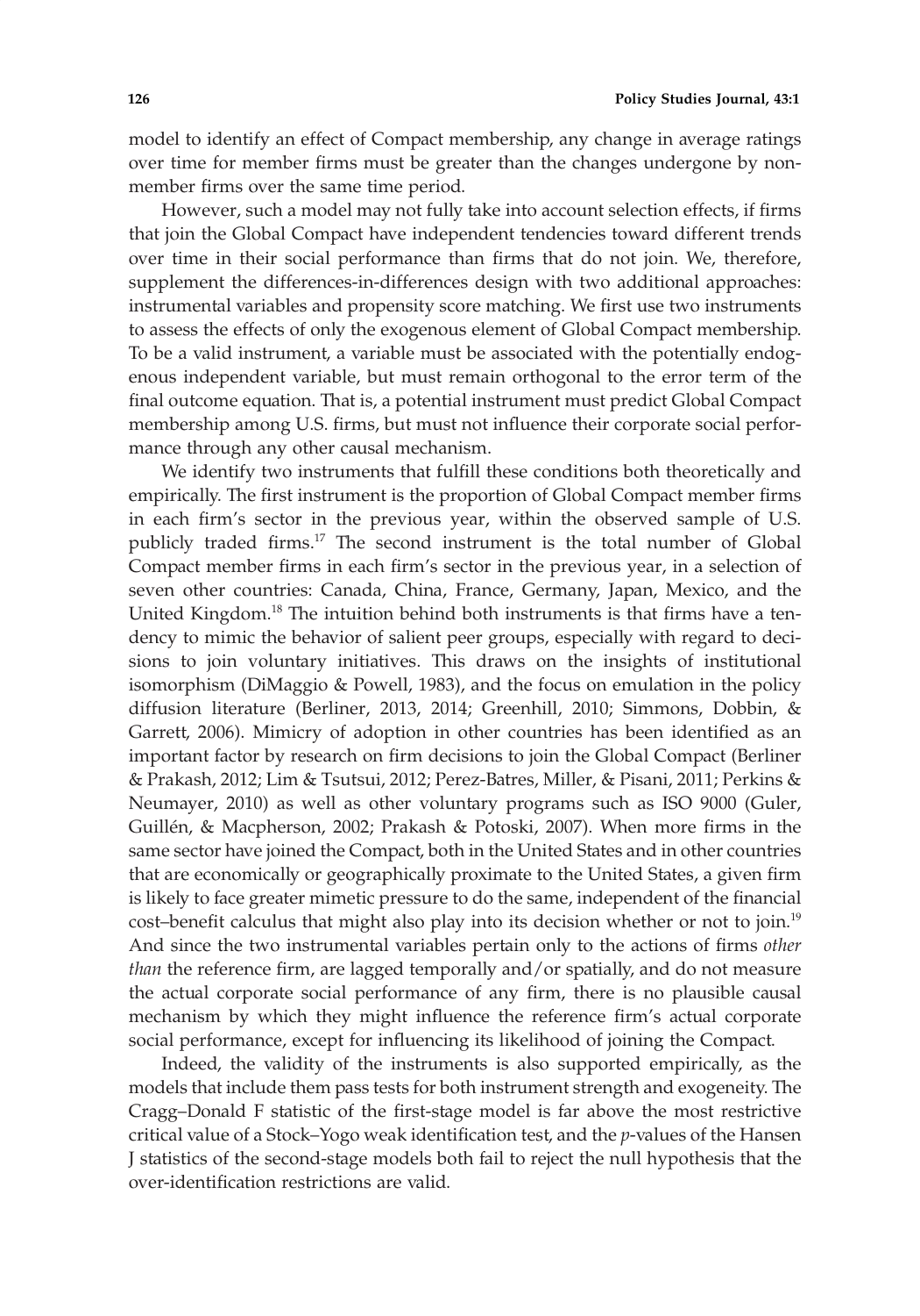model to identify an effect of Compact membership, any change in average ratings over time for member firms must be greater than the changes undergone by non-member firms over the same time period.

However, such a model may not fully take into account selection effects, if firms that join the Global Compact have independent tendencies toward different trends over time in their social performance than firms that do not join. We, therefore, supplement the differences-in-differences design with two additional approaches: instrumental variables and propensity score matching. We first use two instruments to assess the effects of only the exogenous element of Global Compact membership. To be a valid instrument, a variable must be associated with the potentially endogenous independent variable, but must remain orthogonal to the error term of the final outcome equation. That is, a potential instrument must predict Global Compact membership among U.S. firms, but must not influence their corporate social performance through any other causal mechanism.

We identify two instruments that fulfill these conditions both theoretically and empirically. The first instrument is the proportion of Global Compact member firms in each firm's sector in the previous year, within the observed sample of U.S. publicly traded firms.[17] The second instrument is the total number of Global Compact member firms in each firm's sector in the previous year, in a selection of seven other countries: Canada, China, France, Germany, Japan, Mexico, and the United Kingdom.[18] The intuition behind both instruments is that firms have a tendency to mimic the behavior of salient peer groups, especially with regard to decisions to join voluntary initiatives. This draws on the insights of institutional isomorphism (DiMaggio & Powell, 1983), and the focus on emulation in the policy diffusion literature (Berliner, 2013, 2014; Greenhill, 2010; Simmons, Dobbin, & Garrett, 2006). Mimicry of adoption in other countries has been identified as an important factor by research on firm decisions to join the Global Compact (Berliner & Prakash, 2012; Lim & Tsutsui, 2012; Perez-Batres, Miller, & Pisani, 2011; Perkins & Neumayer, 2010) as well as other voluntary programs such as ISO 9000 (Guler, Guillén, & Macpherson, 2002; Prakash & Potoski, 2007). When more firms in the same sector have joined the Compact, both in the United States and in other countries that are economically or geographically proximate to the United States, a given firm is likely to face greater mimetic pressure to do the same, independent of the financial cost–benefit calculus that might also play into its decision whether or not to join.[19] And since the two instrumental variables pertain only to the actions of firms *other than* the reference firm, are lagged temporally and/or spatially, and do not measure the actual corporate social performance of any firm, there is no plausible causal mechanism by which they might influence the reference firm's actual corporate social performance, except for influencing its likelihood of joining the Compact.

Indeed, the validity of the instruments is also supported empirically, as the models that include them pass tests for both instrument strength and exogeneity. The Cragg–Donald F statistic of the first-stage model is far above the most restrictive critical value of a Stock–Yogo weak identification test, and the *p*-values of the Hansen J statistics of the second-stage models both fail to reject the null hypothesis that the over-identification restrictions are valid.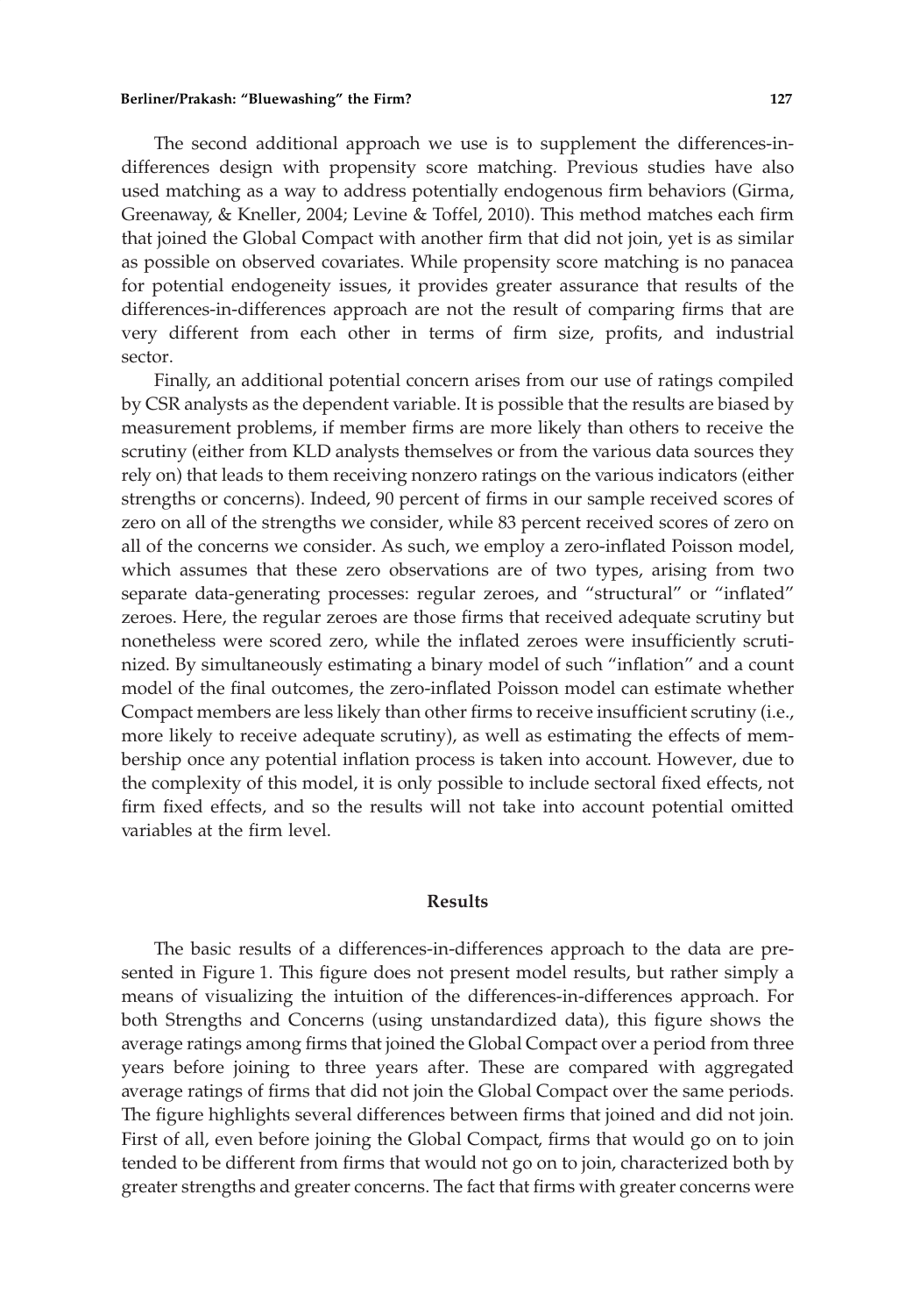The second additional approach we use is to supplement the differences-in-differences design with propensity score matching. Previous studies have also used matching as a way to address potentially endogenous firm behaviors (Girma, Greenaway, & Kneller, 2004; Levine & Toffel, 2010). This method matches each firm that joined the Global Compact with another firm that did not join, yet is as similar as possible on observed covariates. While propensity score matching is no panacea for potential endogeneity issues, it provides greater assurance that results of the differences-in-differences approach are not the result of comparing firms that are very different from each other in terms of firm size, profits, and industrial sector.

Finally, an additional potential concern arises from our use of ratings compiled by CSR analysts as the dependent variable. It is possible that the results are biased by measurement problems, if member firms are more likely than others to receive the scrutiny (either from KLD analysts themselves or from the various data sources they rely on) that leads to them receiving nonzero ratings on the various indicators (either strengths or concerns). Indeed, 90 percent of firms in our sample received scores of zero on all of the strengths we consider, while 83 percent received scores of zero on all of the concerns we consider. As such, we employ a zero-inflated Poisson model, which assumes that these zero observations are of two types, arising from two separate data-generating processes: regular zeroes, and "structural" or "inflated" zeroes. Here, the regular zeroes are those firms that received adequate scrutiny but nonetheless were scored zero, while the inflated zeroes were insufficiently scrutinized. By simultaneously estimating a binary model of such "inflation" and a count model of the final outcomes, the zero-inflated Poisson model can estimate whether Compact members are less likely than other firms to receive insufficient scrutiny (i.e., more likely to receive adequate scrutiny), as well as estimating the effects of membership once any potential inflation process is taken into account. However, due to the complexity of this model, it is only possible to include sectoral fixed effects, not firm fixed effects, and so the results will not take into account potential omitted variables at the firm level.

## Results

The basic results of a differences-in-differences approach to the data are presented in Figure 1. This figure does not present model results, but rather simply a means of visualizing the intuition of the differences-in-differences approach. For both Strengths and Concerns (using unstandardized data), this figure shows the average ratings among firms that joined the Global Compact over a period from three years before joining to three years after. These are compared with aggregated average ratings of firms that did not join the Global Compact over the same periods. The figure highlights several differences between firms that joined and did not join. First of all, even before joining the Global Compact, firms that would go on to join tended to be different from firms that would not go on to join, characterized both by greater strengths and greater concerns. The fact that firms with greater concerns were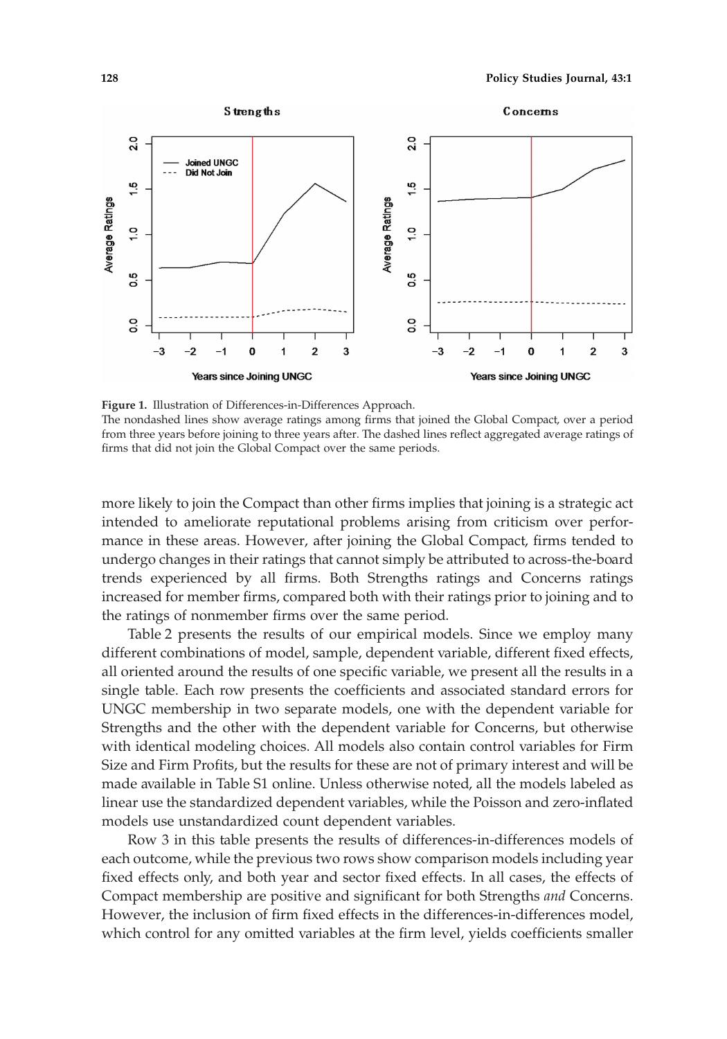**Figure 1.** Illustration of Differences-in-Differences Approach.

The nondashed lines show average ratings among firms that joined the Global Compact, over a period from three years before joining to three years after. The dashed lines reflect aggregated average ratings of firms that did not join the Global Compact over the same periods.

more likely to join the Compact than other firms implies that joining is a strategic act intended to ameliorate reputational problems arising from criticism over performance in these areas. However, after joining the Global Compact, firms tended to undergo changes in their ratings that cannot simply be attributed to across-the-board trends experienced by all firms. Both Strengths ratings and Concerns ratings increased for member firms, compared both with their ratings prior to joining and to the ratings of nonmember firms over the same period.

Table 2 presents the results of our empirical models. Since we employ many different combinations of model, sample, dependent variable, different fixed effects, all oriented around the results of one specific variable, we present all the results in a single table. Each row presents the coefficients and associated standard errors for UNGC membership in two separate models, one with the dependent variable for Strengths and the other with the dependent variable for Concerns, but otherwise with identical modeling choices. All models also contain control variables for Firm Size and Firm Profits, but the results for these are not of primary interest and will be made available in Table S1 online. Unless otherwise noted, all the models labeled as linear use the standardized dependent variables, while the Poisson and zero-inflated models use unstandardized count dependent variables.

Row 3 in this table presents the results of differences-in-differences models of each outcome, while the previous two rows show comparison models including year fixed effects only, and both year and sector fixed effects. In all cases, the effects of Compact membership are positive and significant for both Strengths *and* Concerns. However, the inclusion of firm fixed effects in the differences-in-differences model, which control for any omitted variables at the firm level, yields coefficients smaller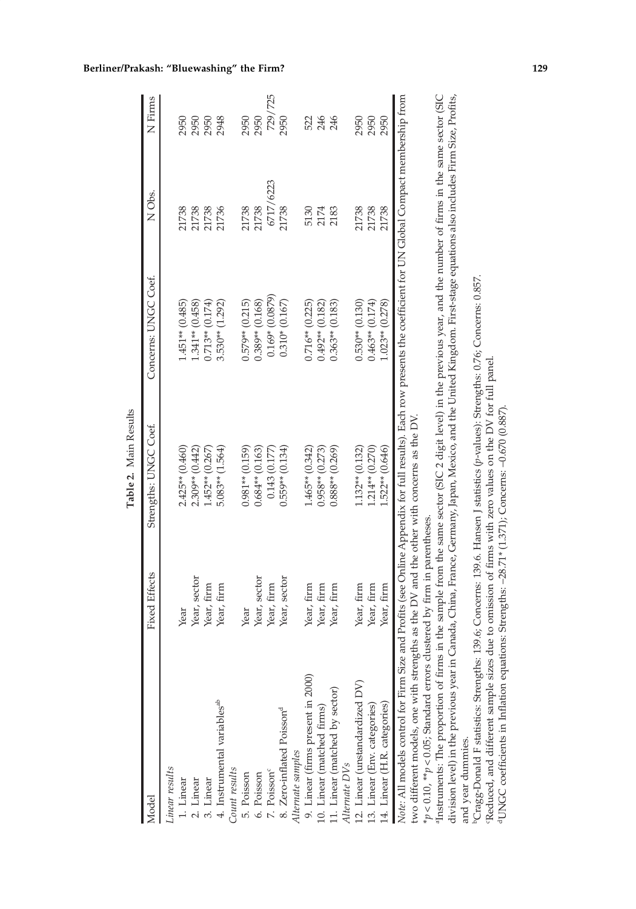**Table 2.** Main Results

| Model | Fixed Effects | Strengths: UNGC Coef. | Concerns: UNGC Coef. | N Obs. | N Firms |
|---|---|---|---|---|---|
| *Linear results* | | | | | |
| 1. Linear | Year | 2.425** (0.460) | 1.451** (0.485) | 21738 | 2950 |
| 2. Linear | Year, sector | 2.309** (0.442) | 1.341** (0.458) | 21738 | 2950 |
| 3. Linear | Year, firm | 1.452** (0.267) | 0.713** (0.174) | 21738 | 2950 |
| 4. Instrumental variables[ab] | Year, firm | 5.083** (1.564) | 3.530** (1.292) | 21736 | 2948 |
| *Count results* | | | | | |
| 5. Poisson | Year | 0.981** (0.159) | 0.579** (0.215) | 21738 | 2950 |
| 6. Poisson | Year, sector | 0.684** (0.163) | 0.389** (0.168) | 21738 | 2950 |
| 7. Poisson[c] | Year, firm | 0.143 (0.177) | 0.169* (0.0879) | 6717/6223 | 729/725 |
| 8. Zero-inflated Poisson[d] | Year, sector | 0.559** (0.134) | 0.310* (0.167) | 21738 | 2950 |
| *Alternate samples* | | | | | |
| 9. Linear (firms present in 2000) | Year, firm | 1.465** (0.342) | 0.716** (0.225) | 5130 | 522 |
| 10. Linear (matched firms) | Year, firm | 0.958** (0.273) | 0.492** (0.182) | 2174 | 246 |
| 11. Linear (matched by sector) | Year, firm | 0.888** (0.269) | 0.363** (0.183) | 2183 | 246 |
| *Alternate DVs* | | | | | |
| 12. Linear (unstandardized DV) | Year, firm | 1.132** (0.132) | 0.530** (0.130) | 21738 | 2950 |
| 13. Linear (Env. categories) | Year, firm | 1.214** (0.270) | 0.463** (0.174) | 21738 | 2950 |
| 14. Linear (H.R. categories) | Year, firm | 1.522** (0.646) | 1.023** (0.278) | 21738 | 2950 |

*Note*: All models control for Firm Size and Profits (see Online Appendix for full results). Each row presents the coefficient for UN Global Compact membership from two different models, one with strengths as the DV and the other with concerns as the DV.

$*p < 0.10$, $**p < 0.05$; Standard errors clustered by firm in parentheses.

[a]Instruments: The proportion of firms in the sample from the same sector (SIC 2 digit level) in the previous year, and the number of firms in the same sector (SIC division level) in the previous year in Canada, China, France, Germany, Japan, Mexico, and the United Kingdom. First-stage equations also includes Firm Size, Profits, and year dummies.

[b]Cragg-Donald F statistics: Strengths: 139.6; Concerns: 139.6. Hansen J statistics (*p*-values): Strengths: 0.76; Concerns: 0.857.

[c]Reduced, and different sample sizes due to omission of firms with zero values on the DV for full panel.

[d]UNGC coefficients in Inflation equations: Strengths: −28.71* (1.371); Concerns: −0.670 (0.887).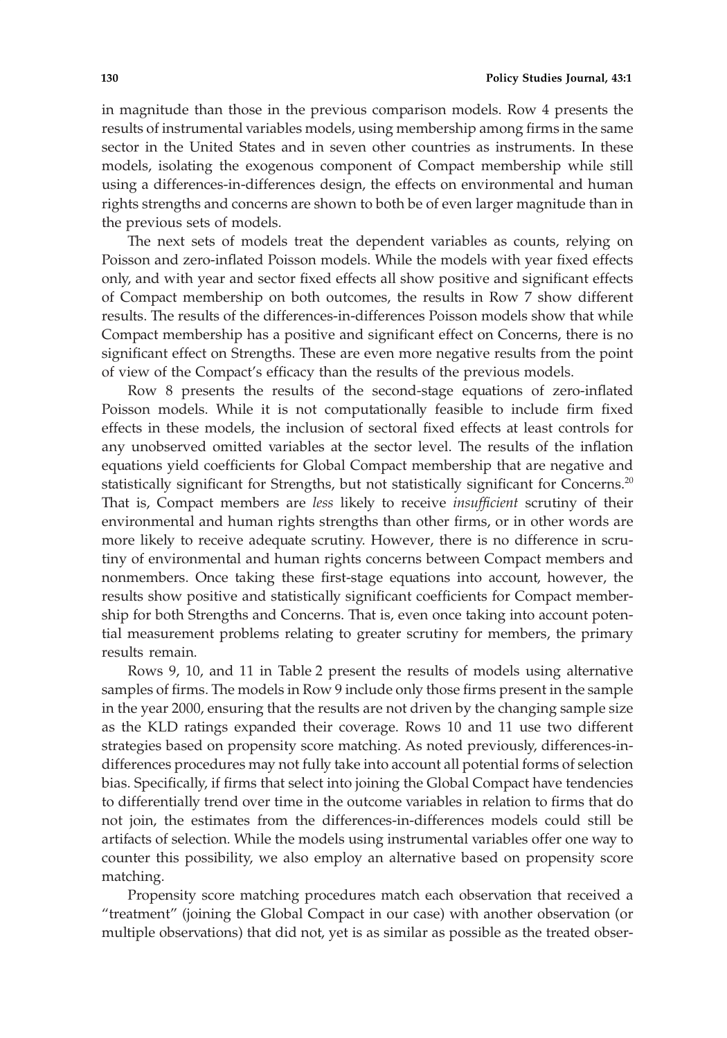in magnitude than those in the previous comparison models. Row 4 presents the results of instrumental variables models, using membership among firms in the same sector in the United States and in seven other countries as instruments. In these models, isolating the exogenous component of Compact membership while still using a differences-in-differences design, the effects on environmental and human rights strengths and concerns are shown to both be of even larger magnitude than in the previous sets of models.

The next sets of models treat the dependent variables as counts, relying on Poisson and zero-inflated Poisson models. While the models with year fixed effects only, and with year and sector fixed effects all show positive and significant effects of Compact membership on both outcomes, the results in Row 7 show different results. The results of the differences-in-differences Poisson models show that while Compact membership has a positive and significant effect on Concerns, there is no significant effect on Strengths. These are even more negative results from the point of view of the Compact's efficacy than the results of the previous models.

Row 8 presents the results of the second-stage equations of zero-inflated Poisson models. While it is not computationally feasible to include firm fixed effects in these models, the inclusion of sectoral fixed effects at least controls for any unobserved omitted variables at the sector level. The results of the inflation equations yield coefficients for Global Compact membership that are negative and statistically significant for Strengths, but not statistically significant for Concerns.[20] That is, Compact members are *less* likely to receive *insufficient* scrutiny of their environmental and human rights strengths than other firms, or in other words are more likely to receive adequate scrutiny. However, there is no difference in scrutiny of environmental and human rights concerns between Compact members and nonmembers. Once taking these first-stage equations into account, however, the results show positive and statistically significant coefficients for Compact membership for both Strengths and Concerns. That is, even once taking into account potential measurement problems relating to greater scrutiny for members, the primary results remain.

Rows 9, 10, and 11 in Table 2 present the results of models using alternative samples of firms. The models in Row 9 include only those firms present in the sample in the year 2000, ensuring that the results are not driven by the changing sample size as the KLD ratings expanded their coverage. Rows 10 and 11 use two different strategies based on propensity score matching. As noted previously, differences-in-differences procedures may not fully take into account all potential forms of selection bias. Specifically, if firms that select into joining the Global Compact have tendencies to differentially trend over time in the outcome variables in relation to firms that do not join, the estimates from the differences-in-differences models could still be artifacts of selection. While the models using instrumental variables offer one way to counter this possibility, we also employ an alternative based on propensity score matching.

Propensity score matching procedures match each observation that received a "treatment" (joining the Global Compact in our case) with another observation (or multiple observations) that did not, yet is as similar as possible as the treated obser-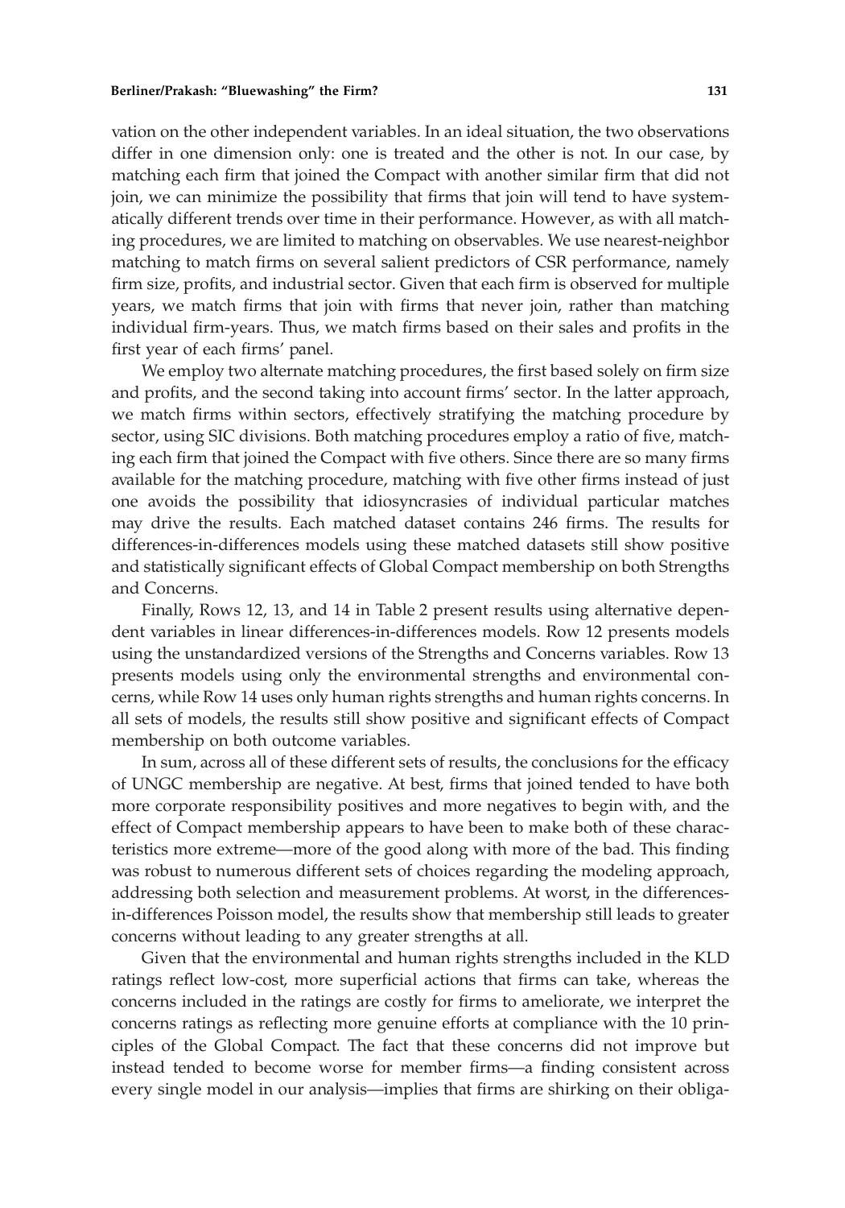vation on the other independent variables. In an ideal situation, the two observations differ in one dimension only: one is treated and the other is not. In our case, by matching each firm that joined the Compact with another similar firm that did not join, we can minimize the possibility that firms that join will tend to have systematically different trends over time in their performance. However, as with all matching procedures, we are limited to matching on observables. We use nearest-neighbor matching to match firms on several salient predictors of CSR performance, namely firm size, profits, and industrial sector. Given that each firm is observed for multiple years, we match firms that join with firms that never join, rather than matching individual firm-years. Thus, we match firms based on their sales and profits in the first year of each firms' panel.

We employ two alternate matching procedures, the first based solely on firm size and profits, and the second taking into account firms' sector. In the latter approach, we match firms within sectors, effectively stratifying the matching procedure by sector, using SIC divisions. Both matching procedures employ a ratio of five, matching each firm that joined the Compact with five others. Since there are so many firms available for the matching procedure, matching with five other firms instead of just one avoids the possibility that idiosyncrasies of individual particular matches may drive the results. Each matched dataset contains 246 firms. The results for differences-in-differences models using these matched datasets still show positive and statistically significant effects of Global Compact membership on both Strengths and Concerns.

Finally, Rows 12, 13, and 14 in Table 2 present results using alternative dependent variables in linear differences-in-differences models. Row 12 presents models using the unstandardized versions of the Strengths and Concerns variables. Row 13 presents models using only the environmental strengths and environmental concerns, while Row 14 uses only human rights strengths and human rights concerns. In all sets of models, the results still show positive and significant effects of Compact membership on both outcome variables.

In sum, across all of these different sets of results, the conclusions for the efficacy of UNGC membership are negative. At best, firms that joined tended to have both more corporate responsibility positives and more negatives to begin with, and the effect of Compact membership appears to have been to make both of these characteristics more extreme—more of the good along with more of the bad. This finding was robust to numerous different sets of choices regarding the modeling approach, addressing both selection and measurement problems. At worst, in the differences-in-differences Poisson model, the results show that membership still leads to greater concerns without leading to any greater strengths at all.

Given that the environmental and human rights strengths included in the KLD ratings reflect low-cost, more superficial actions that firms can take, whereas the concerns included in the ratings are costly for firms to ameliorate, we interpret the concerns ratings as reflecting more genuine efforts at compliance with the 10 principles of the Global Compact. The fact that these concerns did not improve but instead tended to become worse for member firms—a finding consistent across every single model in our analysis—implies that firms are shirking on their obliga-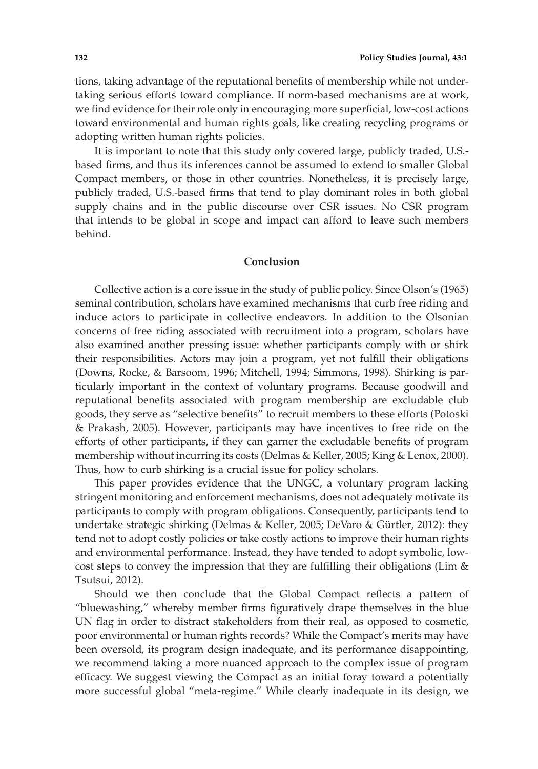tions, taking advantage of the reputational benefits of membership while not undertaking serious efforts toward compliance. If norm-based mechanisms are at work, we find evidence for their role only in encouraging more superficial, low-cost actions toward environmental and human rights goals, like creating recycling programs or adopting written human rights policies.

It is important to note that this study only covered large, publicly traded, U.S.-based firms, and thus its inferences cannot be assumed to extend to smaller Global Compact members, or those in other countries. Nonetheless, it is precisely large, publicly traded, U.S.-based firms that tend to play dominant roles in both global supply chains and in the public discourse over CSR issues. No CSR program that intends to be global in scope and impact can afford to leave such members behind.

## Conclusion

Collective action is a core issue in the study of public policy. Since Olson's (1965) seminal contribution, scholars have examined mechanisms that curb free riding and induce actors to participate in collective endeavors. In addition to the Olsonian concerns of free riding associated with recruitment into a program, scholars have also examined another pressing issue: whether participants comply with or shirk their responsibilities. Actors may join a program, yet not fulfill their obligations (Downs, Rocke, & Barsoom, 1996; Mitchell, 1994; Simmons, 1998). Shirking is particularly important in the context of voluntary programs. Because goodwill and reputational benefits associated with program membership are excludable club goods, they serve as "selective benefits" to recruit members to these efforts (Potoski & Prakash, 2005). However, participants may have incentives to free ride on the efforts of other participants, if they can garner the excludable benefits of program membership without incurring its costs (Delmas & Keller, 2005; King & Lenox, 2000). Thus, how to curb shirking is a crucial issue for policy scholars.

This paper provides evidence that the UNGC, a voluntary program lacking stringent monitoring and enforcement mechanisms, does not adequately motivate its participants to comply with program obligations. Consequently, participants tend to undertake strategic shirking (Delmas & Keller, 2005; DeVaro & Gürtler, 2012): they tend not to adopt costly policies or take costly actions to improve their human rights and environmental performance. Instead, they have tended to adopt symbolic, low-cost steps to convey the impression that they are fulfilling their obligations (Lim & Tsutsui, 2012).

Should we then conclude that the Global Compact reflects a pattern of "bluewashing," whereby member firms figuratively drape themselves in the blue UN flag in order to distract stakeholders from their real, as opposed to cosmetic, poor environmental or human rights records? While the Compact's merits may have been oversold, its program design inadequate, and its performance disappointing, we recommend taking a more nuanced approach to the complex issue of program efficacy. We suggest viewing the Compact as an initial foray toward a potentially more successful global "meta-regime." While clearly inadequate in its design, we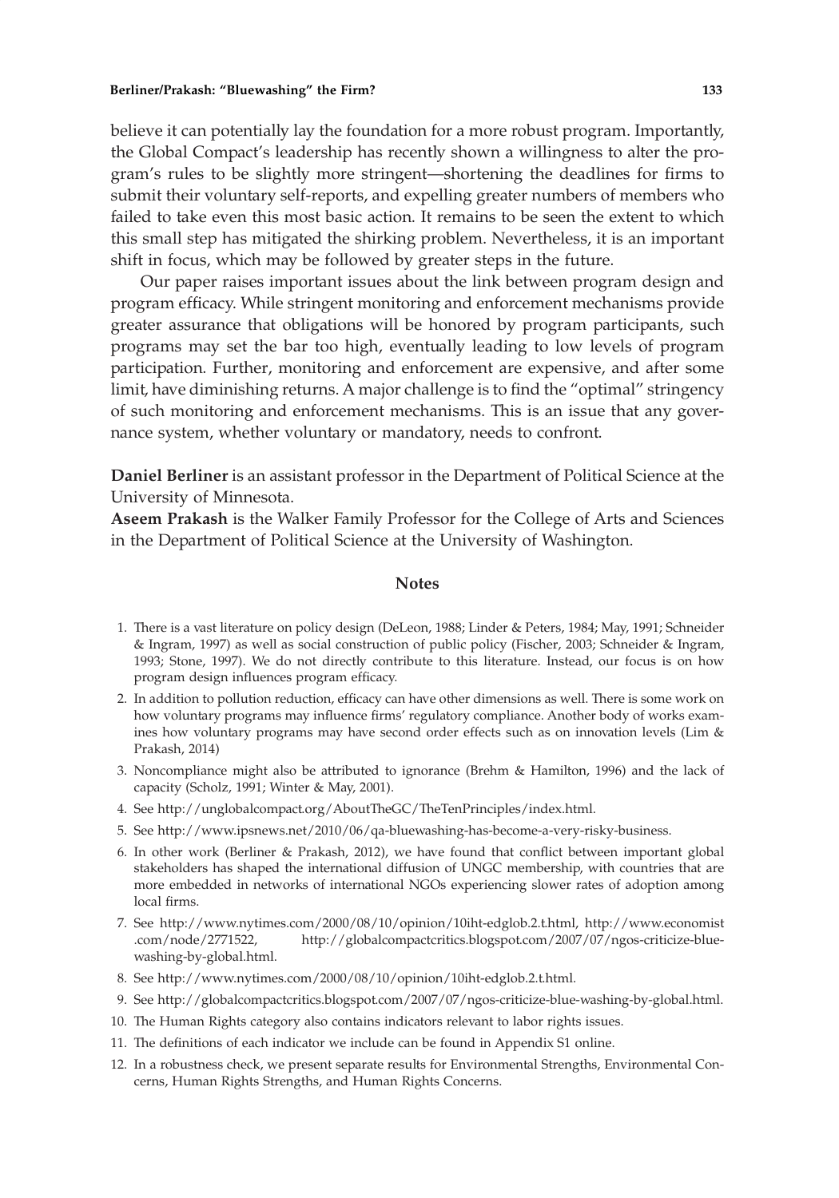believe it can potentially lay the foundation for a more robust program. Importantly, the Global Compact's leadership has recently shown a willingness to alter the program's rules to be slightly more stringent—shortening the deadlines for firms to submit their voluntary self-reports, and expelling greater numbers of members who failed to take even this most basic action. It remains to be seen the extent to which this small step has mitigated the shirking problem. Nevertheless, it is an important shift in focus, which may be followed by greater steps in the future.

Our paper raises important issues about the link between program design and program efficacy. While stringent monitoring and enforcement mechanisms provide greater assurance that obligations will be honored by program participants, such programs may set the bar too high, eventually leading to low levels of program participation. Further, monitoring and enforcement are expensive, and after some limit, have diminishing returns. A major challenge is to find the "optimal" stringency of such monitoring and enforcement mechanisms. This is an issue that any governance system, whether voluntary or mandatory, needs to confront.

**Daniel Berliner** is an assistant professor in the Department of Political Science at the University of Minnesota.

**Aseem Prakash** is the Walker Family Professor for the College of Arts and Sciences in the Department of Political Science at the University of Washington.

## Notes

1. There is a vast literature on policy design (DeLeon, 1988; Linder & Peters, 1984; May, 1991; Schneider & Ingram, 1997) as well as social construction of public policy (Fischer, 2003; Schneider & Ingram, 1993; Stone, 1997). We do not directly contribute to this literature. Instead, our focus is on how program design influences program efficacy.
2. In addition to pollution reduction, efficacy can have other dimensions as well. There is some work on how voluntary programs may influence firms' regulatory compliance. Another body of works examines how voluntary programs may have second order effects such as on innovation levels (Lim & Prakash, 2014)
3. Noncompliance might also be attributed to ignorance (Brehm & Hamilton, 1996) and the lack of capacity (Scholz, 1991; Winter & May, 2001).
4. See http://unglobalcompact.org/AboutTheGC/TheTenPrinciples/index.html.
5. See http://www.ipsnews.net/2010/06/qa-bluewashing-has-become-a-very-risky-business.
6. In other work (Berliner & Prakash, 2012), we have found that conflict between important global stakeholders has shaped the international diffusion of UNGC membership, with countries that are more embedded in networks of international NGOs experiencing slower rates of adoption among local firms.
7. See http://www.nytimes.com/2000/08/10/opinion/10iht-edglob.2.t.html, http://www.economist.com/node/2771522, http://globalcompactcritics.blogspot.com/2007/07/ngos-criticize-blue-washing-by-global.html.
8. See http://www.nytimes.com/2000/08/10/opinion/10iht-edglob.2.t.html.
9. See http://globalcompactcritics.blogspot.com/2007/07/ngos-criticize-blue-washing-by-global.html.
10. The Human Rights category also contains indicators relevant to labor rights issues.
11. The definitions of each indicator we include can be found in Appendix S1 online.
12. In a robustness check, we present separate results for Environmental Strengths, Environmental Concerns, Human Rights Strengths, and Human Rights Concerns.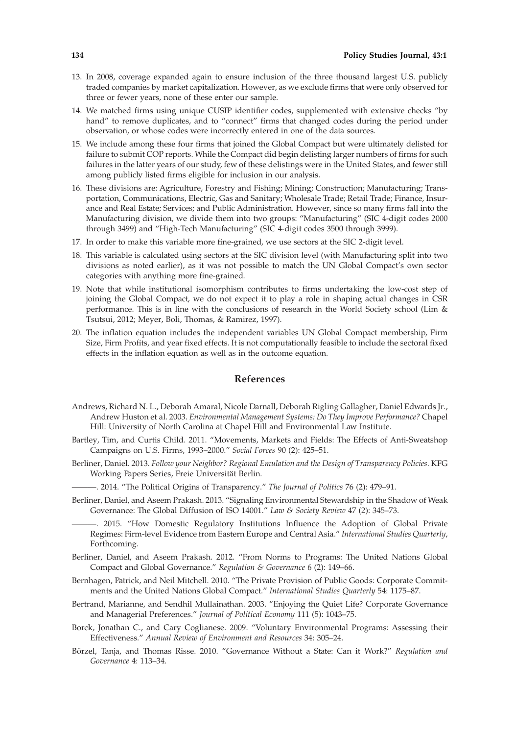13. In 2008, coverage expanded again to ensure inclusion of the three thousand largest U.S. publicly traded companies by market capitalization. However, as we exclude firms that were only observed for three or fewer years, none of these enter our sample.
14. We matched firms using unique CUSIP identifier codes, supplemented with extensive checks "by hand" to remove duplicates, and to "connect" firms that changed codes during the period under observation, or whose codes were incorrectly entered in one of the data sources.
15. We include among these four firms that joined the Global Compact but were ultimately delisted for failure to submit COP reports. While the Compact did begin delisting larger numbers of firms for such failures in the latter years of our study, few of these delistings were in the United States, and fewer still among publicly listed firms eligible for inclusion in our analysis.
16. These divisions are: Agriculture, Forestry and Fishing; Mining; Construction; Manufacturing; Transportation, Communications, Electric, Gas and Sanitary; Wholesale Trade; Retail Trade; Finance, Insurance and Real Estate; Services; and Public Administration. However, since so many firms fall into the Manufacturing division, we divide them into two groups: "Manufacturing" (SIC 4-digit codes 2000 through 3499) and "High-Tech Manufacturing" (SIC 4-digit codes 3500 through 3999).
17. In order to make this variable more fine-grained, we use sectors at the SIC 2-digit level.
18. This variable is calculated using sectors at the SIC division level (with Manufacturing split into two divisions as noted earlier), as it was not possible to match the UN Global Compact's own sector categories with anything more fine-grained.
19. Note that while institutional isomorphism contributes to firms undertaking the low-cost step of joining the Global Compact, we do not expect it to play a role in shaping actual changes in CSR performance. This is in line with the conclusions of research in the World Society school (Lim & Tsutsui, 2012; Meyer, Boli, Thomas, & Ramirez, 1997).
20. The inflation equation includes the independent variables UN Global Compact membership, Firm Size, Firm Profits, and year fixed effects. It is not computationally feasible to include the sectoral fixed effects in the inflation equation as well as in the outcome equation.

## References

Andrews, Richard N. L., Deborah Amaral, Nicole Darnall, Deborah Rigling Gallagher, Daniel Edwards Jr., Andrew Huston et al. 2003. *Environmental Management Systems: Do They Improve Performance?* Chapel Hill: University of North Carolina at Chapel Hill and Environmental Law Institute.

Bartley, Tim, and Curtis Child. 2011. "Movements, Markets and Fields: The Effects of Anti-Sweatshop Campaigns on U.S. Firms, 1993–2000." *Social Forces* 90 (2): 425–51.

Berliner, Daniel. 2013. *Follow your Neighbor? Regional Emulation and the Design of Transparency Policies*. KFG Working Papers Series, Freie Universität Berlin.

———. 2014. "The Political Origins of Transparency." *The Journal of Politics* 76 (2): 479–91.

Berliner, Daniel, and Aseem Prakash. 2013. "Signaling Environmental Stewardship in the Shadow of Weak Governance: The Global Diffusion of ISO 14001." *Law & Society Review* 47 (2): 345–73.

———. 2015. "How Domestic Regulatory Institutions Influence the Adoption of Global Private Regimes: Firm-level Evidence from Eastern Europe and Central Asia." *International Studies Quarterly*, Forthcoming.

Berliner, Daniel, and Aseem Prakash. 2012. "From Norms to Programs: The United Nations Global Compact and Global Governance." *Regulation & Governance* 6 (2): 149–66.

Bernhagen, Patrick, and Neil Mitchell. 2010. "The Private Provision of Public Goods: Corporate Commitments and the United Nations Global Compact." *International Studies Quarterly* 54: 1175–87.

Bertrand, Marianne, and Sendhil Mullainathan. 2003. "Enjoying the Quiet Life? Corporate Governance and Managerial Preferences." *Journal of Political Economy* 111 (5): 1043–75.

Borck, Jonathan C., and Cary Coglianese. 2009. "Voluntary Environmental Programs: Assessing their Effectiveness." *Annual Review of Environment and Resources* 34: 305–24.

Börzel, Tanja, and Thomas Risse. 2010. "Governance Without a State: Can it Work?" *Regulation and Governance* 4: 113–34.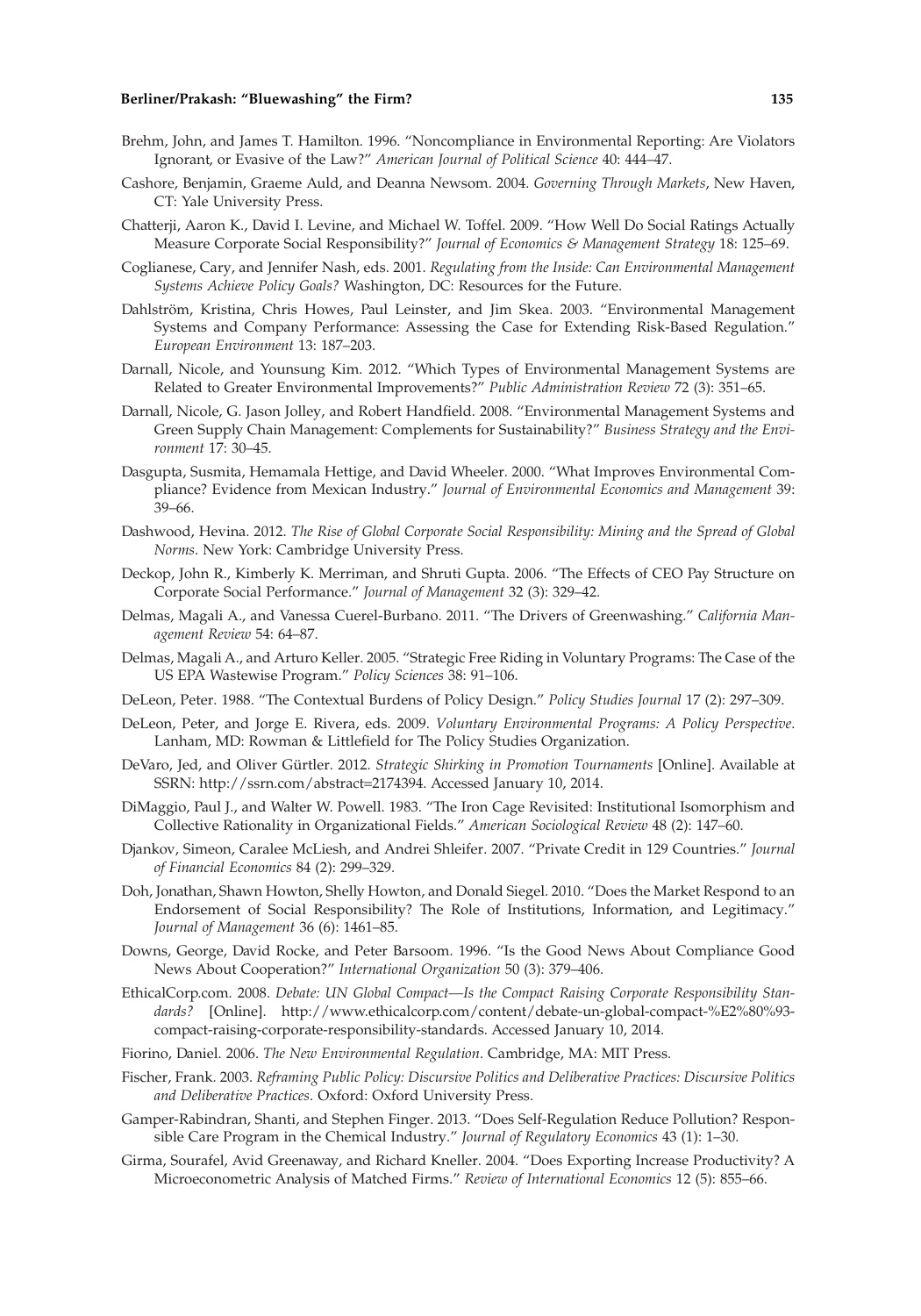Brehm, John, and James T. Hamilton. 1996. "Noncompliance in Environmental Reporting: Are Violators Ignorant, or Evasive of the Law?" *American Journal of Political Science* 40: 444–47.

Cashore, Benjamin, Graeme Auld, and Deanna Newsom. 2004. *Governing Through Markets*, New Haven, CT: Yale University Press.

Chatterji, Aaron K., David I. Levine, and Michael W. Toffel. 2009. "How Well Do Social Ratings Actually Measure Corporate Social Responsibility?" *Journal of Economics & Management Strategy* 18: 125–69.

Coglianese, Cary, and Jennifer Nash, eds. 2001. *Regulating from the Inside: Can Environmental Management Systems Achieve Policy Goals?* Washington, DC: Resources for the Future.

Dahlström, Kristina, Chris Howes, Paul Leinster, and Jim Skea. 2003. "Environmental Management Systems and Company Performance: Assessing the Case for Extending Risk-Based Regulation." *European Environment* 13: 187–203.

Darnall, Nicole, and Younsung Kim. 2012. "Which Types of Environmental Management Systems are Related to Greater Environmental Improvements?" *Public Administration Review* 72 (3): 351–65.

Darnall, Nicole, G. Jason Jolley, and Robert Handfield. 2008. "Environmental Management Systems and Green Supply Chain Management: Complements for Sustainability?" *Business Strategy and the Environment* 17: 30–45.

Dasgupta, Susmita, Hemamala Hettige, and David Wheeler. 2000. "What Improves Environmental Compliance? Evidence from Mexican Industry." *Journal of Environmental Economics and Management* 39: 39–66.

Dashwood, Hevina. 2012. *The Rise of Global Corporate Social Responsibility: Mining and the Spread of Global Norms*. New York: Cambridge University Press.

Deckop, John R., Kimberly K. Merriman, and Shruti Gupta. 2006. "The Effects of CEO Pay Structure on Corporate Social Performance." *Journal of Management* 32 (3): 329–42.

Delmas, Magali A., and Vanessa Cuerel-Burbano. 2011. "The Drivers of Greenwashing." *California Management Review* 54: 64–87.

Delmas, Magali A., and Arturo Keller. 2005. "Strategic Free Riding in Voluntary Programs: The Case of the US EPA Wastewise Program." *Policy Sciences* 38: 91–106.

DeLeon, Peter. 1988. "The Contextual Burdens of Policy Design." *Policy Studies Journal* 17 (2): 297–309.

DeLeon, Peter, and Jorge E. Rivera, eds. 2009. *Voluntary Environmental Programs: A Policy Perspective*. Lanham, MD: Rowman & Littlefield for The Policy Studies Organization.

DeVaro, Jed, and Oliver Gürtler. 2012. *Strategic Shirking in Promotion Tournaments* [Online]. Available at SSRN: http://ssrn.com/abstract=2174394. Accessed January 10, 2014.

DiMaggio, Paul J., and Walter W. Powell. 1983. "The Iron Cage Revisited: Institutional Isomorphism and Collective Rationality in Organizational Fields." *American Sociological Review* 48 (2): 147–60.

Djankov, Simeon, Caralee McLiesh, and Andrei Shleifer. 2007. "Private Credit in 129 Countries." *Journal of Financial Economics* 84 (2): 299–329.

Doh, Jonathan, Shawn Howton, Shelly Howton, and Donald Siegel. 2010. "Does the Market Respond to an Endorsement of Social Responsibility? The Role of Institutions, Information, and Legitimacy." *Journal of Management* 36 (6): 1461–85.

Downs, George, David Rocke, and Peter Barsoom. 1996. "Is the Good News About Compliance Good News About Cooperation?" *International Organization* 50 (3): 379–406.

EthicalCorp.com. 2008. *Debate: UN Global Compact—Is the Compact Raising Corporate Responsibility Standards?* [Online]. http://www.ethicalcorp.com/content/debate-un-global-compact-%E2%80%93-compact-raising-corporate-responsibility-standards. Accessed January 10, 2014.

Fiorino, Daniel. 2006. *The New Environmental Regulation*. Cambridge, MA: MIT Press.

Fischer, Frank. 2003. *Reframing Public Policy: Discursive Politics and Deliberative Practices: Discursive Politics and Deliberative Practices*. Oxford: Oxford University Press.

Gamper-Rabindran, Shanti, and Stephen Finger. 2013. "Does Self-Regulation Reduce Pollution? Responsible Care Program in the Chemical Industry." *Journal of Regulatory Economics* 43 (1): 1–30.

Girma, Sourafel, Avid Greenaway, and Richard Kneller. 2004. "Does Exporting Increase Productivity? A Microeconometric Analysis of Matched Firms." *Review of International Economics* 12 (5): 855–66.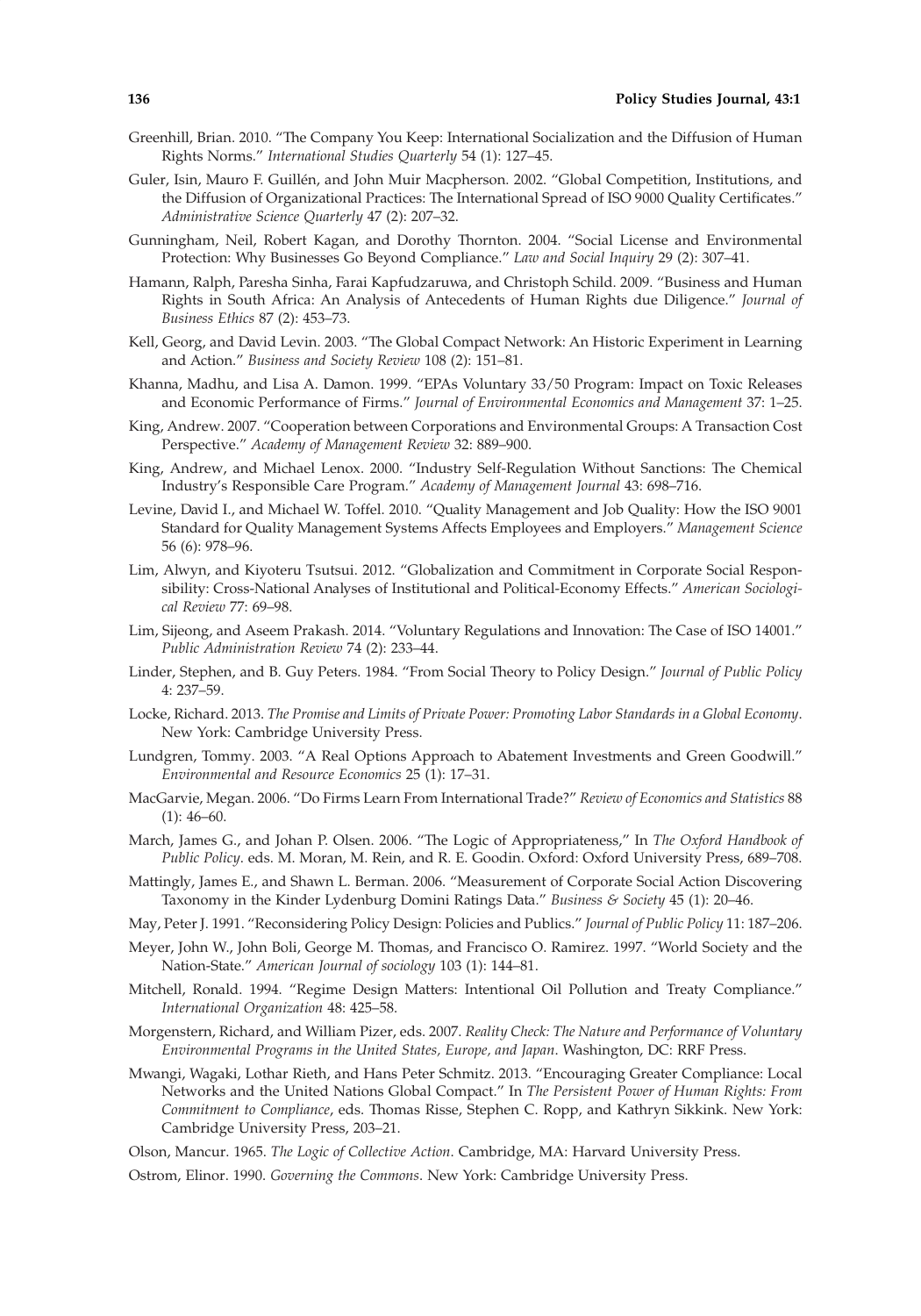Greenhill, Brian. 2010. "The Company You Keep: International Socialization and the Diffusion of Human Rights Norms." *International Studies Quarterly* 54 (1): 127–45.

Guler, Isin, Mauro F. Guillén, and John Muir Macpherson. 2002. "Global Competition, Institutions, and the Diffusion of Organizational Practices: The International Spread of ISO 9000 Quality Certificates." *Administrative Science Quarterly* 47 (2): 207–32.

Gunningham, Neil, Robert Kagan, and Dorothy Thornton. 2004. "Social License and Environmental Protection: Why Businesses Go Beyond Compliance." *Law and Social Inquiry* 29 (2): 307–41.

Hamann, Ralph, Paresha Sinha, Farai Kapfudzaruwa, and Christoph Schild. 2009. "Business and Human Rights in South Africa: An Analysis of Antecedents of Human Rights due Diligence." *Journal of Business Ethics* 87 (2): 453–73.

Kell, Georg, and David Levin. 2003. "The Global Compact Network: An Historic Experiment in Learning and Action." *Business and Society Review* 108 (2): 151–81.

Khanna, Madhu, and Lisa A. Damon. 1999. "EPAs Voluntary 33/50 Program: Impact on Toxic Releases and Economic Performance of Firms." *Journal of Environmental Economics and Management* 37: 1–25.

King, Andrew. 2007. "Cooperation between Corporations and Environmental Groups: A Transaction Cost Perspective." *Academy of Management Review* 32: 889–900.

King, Andrew, and Michael Lenox. 2000. "Industry Self-Regulation Without Sanctions: The Chemical Industry's Responsible Care Program." *Academy of Management Journal* 43: 698–716.

Levine, David I., and Michael W. Toffel. 2010. "Quality Management and Job Quality: How the ISO 9001 Standard for Quality Management Systems Affects Employees and Employers." *Management Science* 56 (6): 978–96.

Lim, Alwyn, and Kiyoteru Tsutsui. 2012. "Globalization and Commitment in Corporate Social Responsibility: Cross-National Analyses of Institutional and Political-Economy Effects." *American Sociological Review* 77: 69–98.

Lim, Sijeong, and Aseem Prakash. 2014. "Voluntary Regulations and Innovation: The Case of ISO 14001." *Public Administration Review* 74 (2): 233–44.

Linder, Stephen, and B. Guy Peters. 1984. "From Social Theory to Policy Design." *Journal of Public Policy* 4: 237–59.

Locke, Richard. 2013. *The Promise and Limits of Private Power: Promoting Labor Standards in a Global Economy*. New York: Cambridge University Press.

Lundgren, Tommy. 2003. "A Real Options Approach to Abatement Investments and Green Goodwill." *Environmental and Resource Economics* 25 (1): 17–31.

MacGarvie, Megan. 2006. "Do Firms Learn From International Trade?" *Review of Economics and Statistics* 88 (1): 46–60.

March, James G., and Johan P. Olsen. 2006. "The Logic of Appropriateness," In *The Oxford Handbook of Public Policy*. eds. M. Moran, M. Rein, and R. E. Goodin. Oxford: Oxford University Press, 689–708.

Mattingly, James E., and Shawn L. Berman. 2006. "Measurement of Corporate Social Action Discovering Taxonomy in the Kinder Lydenburg Domini Ratings Data." *Business & Society* 45 (1): 20–46.

May, Peter J. 1991. "Reconsidering Policy Design: Policies and Publics." *Journal of Public Policy* 11: 187–206.

Meyer, John W., John Boli, George M. Thomas, and Francisco O. Ramirez. 1997. "World Society and the Nation-State." *American Journal of sociology* 103 (1): 144–81.

Mitchell, Ronald. 1994. "Regime Design Matters: Intentional Oil Pollution and Treaty Compliance." *International Organization* 48: 425–58.

Morgenstern, Richard, and William Pizer, eds. 2007. *Reality Check: The Nature and Performance of Voluntary Environmental Programs in the United States, Europe, and Japan*. Washington, DC: RRF Press.

Mwangi, Wagaki, Lothar Rieth, and Hans Peter Schmitz. 2013. "Encouraging Greater Compliance: Local Networks and the United Nations Global Compact." In *The Persistent Power of Human Rights: From Commitment to Compliance*, eds. Thomas Risse, Stephen C. Ropp, and Kathryn Sikkink. New York: Cambridge University Press, 203–21.

Olson, Mancur. 1965. *The Logic of Collective Action*. Cambridge, MA: Harvard University Press.

Ostrom, Elinor. 1990. *Governing the Commons*. New York: Cambridge University Press.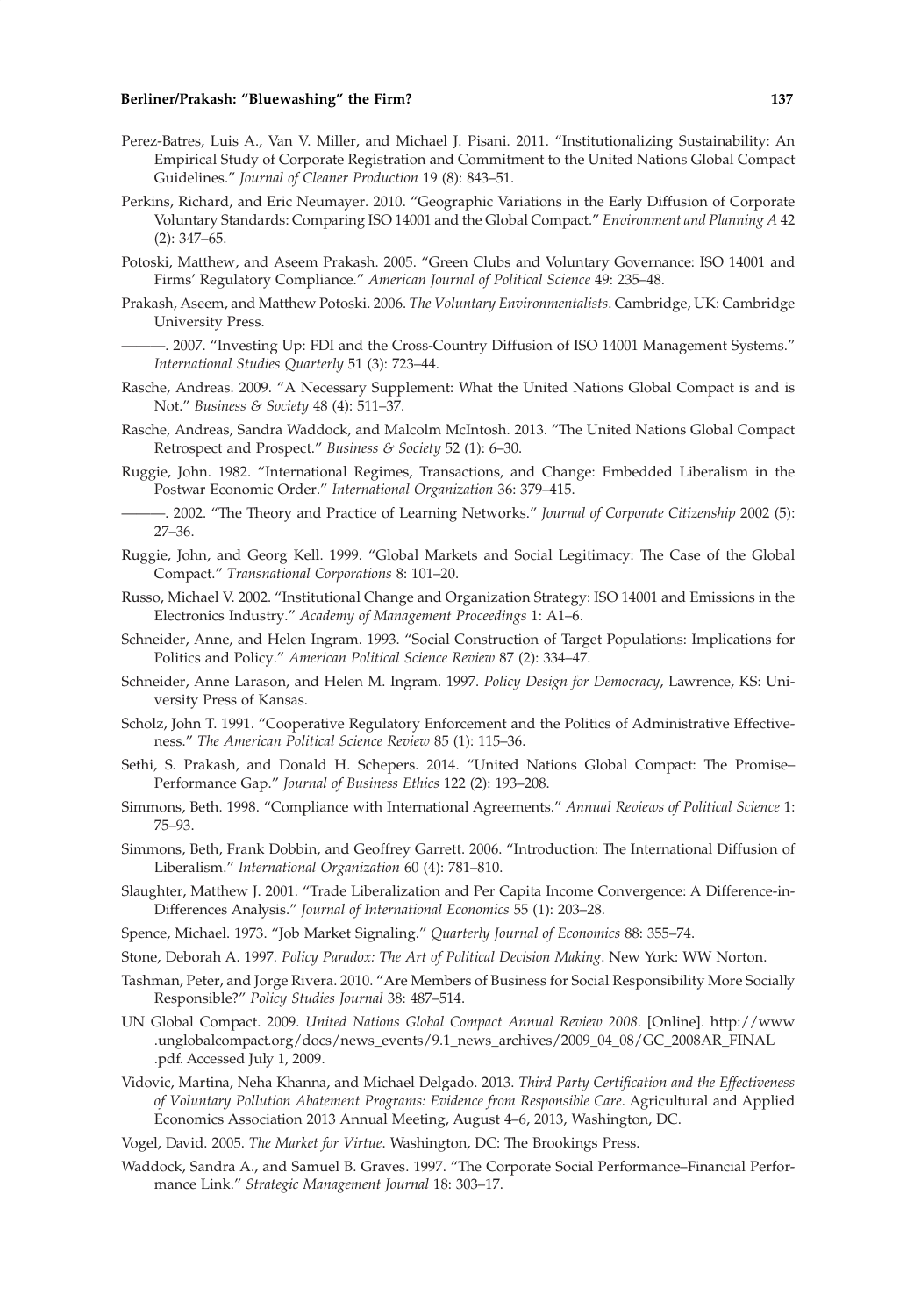Perez-Batres, Luis A., Van V. Miller, and Michael J. Pisani. 2011. "Institutionalizing Sustainability: An Empirical Study of Corporate Registration and Commitment to the United Nations Global Compact Guidelines." *Journal of Cleaner Production* 19 (8): 843–51.

Perkins, Richard, and Eric Neumayer. 2010. "Geographic Variations in the Early Diffusion of Corporate Voluntary Standards: Comparing ISO 14001 and the Global Compact." *Environment and Planning A* 42 (2): 347–65.

Potoski, Matthew, and Aseem Prakash. 2005. "Green Clubs and Voluntary Governance: ISO 14001 and Firms' Regulatory Compliance." *American Journal of Political Science* 49: 235–48.

Prakash, Aseem, and Matthew Potoski. 2006. *The Voluntary Environmentalists*. Cambridge, UK: Cambridge University Press.

———. 2007. "Investing Up: FDI and the Cross-Country Diffusion of ISO 14001 Management Systems." *International Studies Quarterly* 51 (3): 723–44.

Rasche, Andreas. 2009. "A Necessary Supplement: What the United Nations Global Compact is and is Not." *Business & Society* 48 (4): 511–37.

Rasche, Andreas, Sandra Waddock, and Malcolm McIntosh. 2013. "The United Nations Global Compact Retrospect and Prospect." *Business & Society* 52 (1): 6–30.

Ruggie, John. 1982. "International Regimes, Transactions, and Change: Embedded Liberalism in the Postwar Economic Order." *International Organization* 36: 379–415.

———. 2002. "The Theory and Practice of Learning Networks." *Journal of Corporate Citizenship* 2002 (5): 27–36.

Ruggie, John, and Georg Kell. 1999. "Global Markets and Social Legitimacy: The Case of the Global Compact." *Transnational Corporations* 8: 101–20.

Russo, Michael V. 2002. "Institutional Change and Organization Strategy: ISO 14001 and Emissions in the Electronics Industry." *Academy of Management Proceedings* 1: A1–6.

Schneider, Anne, and Helen Ingram. 1993. "Social Construction of Target Populations: Implications for Politics and Policy." *American Political Science Review* 87 (2): 334–47.

Schneider, Anne Larason, and Helen M. Ingram. 1997. *Policy Design for Democracy*, Lawrence, KS: University Press of Kansas.

Scholz, John T. 1991. "Cooperative Regulatory Enforcement and the Politics of Administrative Effectiveness." *The American Political Science Review* 85 (1): 115–36.

Sethi, S. Prakash, and Donald H. Schepers. 2014. "United Nations Global Compact: The Promise–Performance Gap." *Journal of Business Ethics* 122 (2): 193–208.

Simmons, Beth. 1998. "Compliance with International Agreements." *Annual Reviews of Political Science* 1: 75–93.

Simmons, Beth, Frank Dobbin, and Geoffrey Garrett. 2006. "Introduction: The International Diffusion of Liberalism." *International Organization* 60 (4): 781–810.

Slaughter, Matthew J. 2001. "Trade Liberalization and Per Capita Income Convergence: A Difference-in-Differences Analysis." *Journal of International Economics* 55 (1): 203–28.

Spence, Michael. 1973. "Job Market Signaling." *Quarterly Journal of Economics* 88: 355–74.

Stone, Deborah A. 1997. *Policy Paradox: The Art of Political Decision Making*. New York: WW Norton.

Tashman, Peter, and Jorge Rivera. 2010. "Are Members of Business for Social Responsibility More Socially Responsible?" *Policy Studies Journal* 38: 487–514.

UN Global Compact. 2009. *United Nations Global Compact Annual Review 2008*. [Online]. http://www.unglobalcompact.org/docs/news_events/9.1_news_archives/2009_04_08/GC_2008AR_FINAL.pdf. Accessed July 1, 2009.

Vidovic, Martina, Neha Khanna, and Michael Delgado. 2013. *Third Party Certification and the Effectiveness of Voluntary Pollution Abatement Programs: Evidence from Responsible Care*. Agricultural and Applied Economics Association 2013 Annual Meeting, August 4–6, 2013, Washington, DC.

Vogel, David. 2005. *The Market for Virtue*. Washington, DC: The Brookings Press.

Waddock, Sandra A., and Samuel B. Graves. 1997. "The Corporate Social Performance–Financial Performance Link." *Strategic Management Journal* 18: 303–17.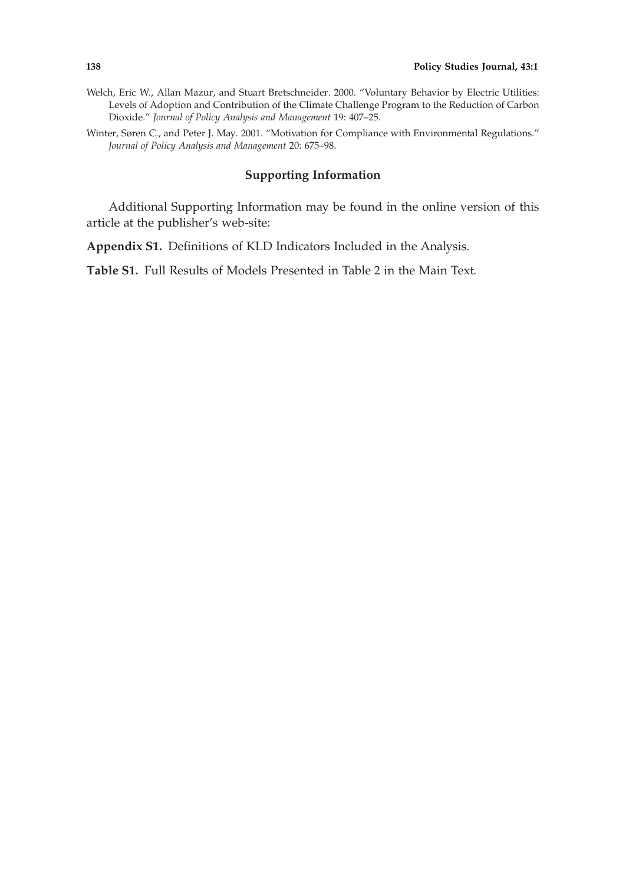Welch, Eric W., Allan Mazur, and Stuart Bretschneider. 2000. "Voluntary Behavior by Electric Utilities: Levels of Adoption and Contribution of the Climate Challenge Program to the Reduction of Carbon Dioxide." *Journal of Policy Analysis and Management* 19: 407–25.

Winter, Søren C., and Peter J. May. 2001. "Motivation for Compliance with Environmental Regulations." *Journal of Policy Analysis and Management* 20: 675–98.

## Supporting Information

Additional Supporting Information may be found in the online version of this article at the publisher's web-site:

**Appendix S1.** Definitions of KLD Indicators Included in the Analysis.

**Table S1.** Full Results of Models Presented in Table 2 in the Main Text.